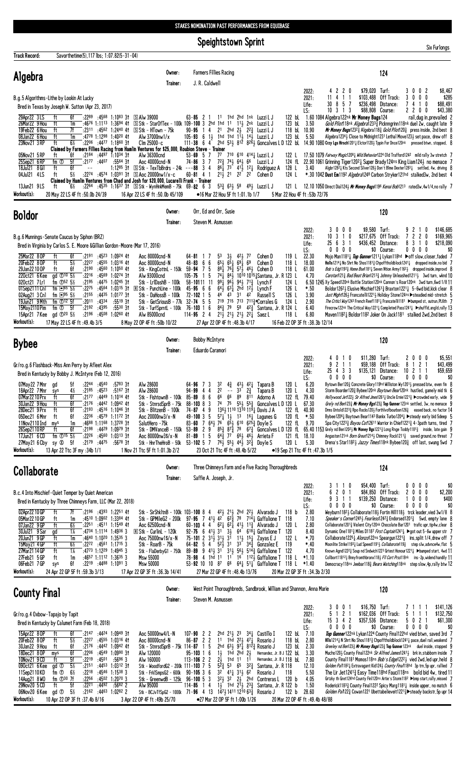STAKES NOMINATION PAST PERFORMANCES FROM EQUIBASE

# Speightstown Sprint

Six Furlongs

Track Record: Savorthetime(5),117 lbs; 1:07.82(5-31-04)

## Algebra

Owner: Farmers Fillies Racing
Trainer: J. R. Caldwell

124

B.g.5 Algorithms-Lithe by Lookin At Lucky
Bred in Texas by Joseph W. Sutton (Apr 23, 2017)

| | | | | | | | |
|---|---|---|---|---|---|---|---|
| 2022: | 4 2 2 0 | $79,020 | Turf: | 3 0 0 2 | $8,467 |
| 2021: | 11 4 1 1 | $103,488 | Off Track: | 3 0 0 0 | $285 |
| Life: | 30 8 5 7 | $236,498 | Distance: | 7 4 1 0 | $88,491 |
| LS: | 10 3 1 3 | $88,808 | Course: | 2 2 0 0 | $43,380 |

29Apr22 3LS ft 6f :22⁸⁹ :45⁶⁸ 1:10⁸³ 3↑ S Alw 39000 63–85 2 1 1¹ 1hd 2hd 1nk Luzzi L J 122 bL 1.60 1084 Algebra122nk Mr Money Bags124 rail,dug in,prevailed 2
26Mar22 9Hou ft 1m :46⁷⁶ 1:11¹³ 1:36⁹⁴ 4↑ S Stk - StarOfTex - 100k 109–100 3 2hd 1hd 1¹ 1¹½ 2nk Luzzi L J 123 bL 3.50 Gold Pilot118nk Algebra123³½ Picknngrinn118nk duel 2w, caught late 9
19Feb22 6Hou ft 7f :23¹¹ :45⁶² 1:24⁴⁰ 4↑ S Stk - HTown - 75k 90–95 1 4 2¹ 2hd 2½ 2²¼ Luzzi L J 118 bL 10.90 Mr Money Bags123²¼ Algebra118½ Gold Pilot120¾ press inside, 2nd best 8
08Jan22 6Hou ft 1m :47⁷⁸ 1:12⁹⁸ 1:40²⁰ 4↑ Alw 37000nw1/x 105–93 6 1½ 1hd 1hd 1¹½ 1⁴½ Luzzi L J 123 bL 5.50 Algebra123⁴½ Close to Midnight123¹ Lethal Move123½ set pace, drew off 8
23Nov21 3RP ft 6½ :22⁰⁶ :44⁷⁷ 1:18⁶⁰ 3↑ Clm 25000-c 111–38 6 4 2hd 5³½ 8¹² 8²⁶½ Goncalves L D 122 bL 14.90 1080 Crzy Lgs Hirsch120¹½ Elctor1120½ Tppin For Dnce120nk pressed btwn, stopped, 8
Claimed by Farmers Fillies Racing from Hamlin Ventures for $25,000, Roubion Steve - Trainer
05Nov21 5RP ft 6f :21⁸⁴ :44⁹⁷ 1:10³⁴ 3↑ Alw 36300cnd 53–69 5 7 7⁷ 7¹⁰ 6¹⁰ 4¹⁴¼ Luzzi L J 122 L 17.50 1079 Fairway Magic120⁸½ Wild Behavior124² Old Trafford124² mild rally 3w stretch 7
25Sep21 6RP fm ⓣ 5f :21⁷⁷ :44⁰⁷ :55⁶⁴ 3↑ Aoc 40000cnd-N 74–86 3 7 7²¾ 7⁴½ 6⁴½ 6⁶ Luzzi L J 124 fL 22.90 1061 Grinning Tiger120²¾ Super Brady124ns King Liam124½ no menace 7
18Jul21 8Gil ft 6f -- 1:12⁸⁵ 3↑ S Stk - TexTbBrdrs - 24k ---88 3 4 8⁶¼ 7³ 4¹½ 1²¼ Rodriguez A 128 L 3.40 Algbr128²¼ Kts Second Silver128½ Don't Blme Dexter128³¼ settled, 4w, driving 8
04Jul21 4LS ft 5½ :22⁷⁴ :45⁷⁴ 1:03⁹¹ 3↑ S Aoc 20000nw1/x-c 60–81 4 1 2¹½ 2¹ 2² 2² Cohen D 124 L *.30 1042 Dust Em119² Algebra124⁸ Carbon Stryker121hd stalked 2w, 2nd best 4
Claimed by Hamlin Ventures from Chad and Josh for $20,000, Lucarelli Frank - Trainer
13Jun21 9LS ft 6½ :22⁶⁴ :45³⁵ 1:16³⁷ 3↑ S Stk - WynHnkMemB - 75k 69–82 6 3 5³½ 6³½ 5⁸ 4⁹½ Luzzi L J 121 L 12.10 1050 Direct Dial124½ Mr Money Bags119⁶ Kenai Bob121³ rated3w,4w1/4,no rally 7

Workout(s): 20 May 22 LS 4F ft :50.0b 24/39 16 Apr 22 LS 4F ft :50.0b 45/109 ●16 Mar 22 Hou 5F ft 1:01.1b 1/7 5 Mar 22 Hou 4F ft :53b 72/76

## Boldor

Owner: Orr, Ed and Orr, Susie
Trainer: Steven M. Asmussen

120

B.g.6 Munnings-Senate Caucus by Siphon (BRZ)
Bred in Virginia by Carlos S. E. Moore &Gillian Gordon-Moore (Mar 17, 2016)

| | | | | | | | |
|---|---|---|---|---|---|---|---|
| 2022: | 3 0 0 0 | $9,580 | Turf: | 9 2 1 0 | $146,685 |
| 2021: | 10 3 1 0 | $217,675 | Off Track: | 7 2 2 0 | $169,965 |
| Life: | 25 6 3 1 | $436,452 | Distance: | 8 3 1 0 | $218,090 |
| LS: | 0 0 0 0 | $0 | Course: | 0 0 0 0 | $0 |

25Mar22 8OP ft 6f :21⁹¹ :45²³ 1:09²⁴ 4↑ Aoc 80000cnd-N 64–81 1 7 5³ 3½ 4²½ 7⁷ Cohen D 119 L 22.30 Mojo Man118¹½ Top Gunner121¹½ Lykan118hd ▶off slow,closer,faded 7
20Feb22 8OP ft 5½ :22²⁷ :45⁵⁵ 1:03¹⁶ 4↑ Aoc 80000cnd-N 48–83 6 6 6⁵½ 6⁵½ 6⁹½ 6⁹ Cohen D 118 L 18.00 Hollis121⁴½ No Shrt No Shos118¹½ Chpofftholdblock124¹½ dropped inside,no bid 7
29Jan22 10OP ft 6f :21⁹⁰ :45⁶⁰ 1:10⁵⁰ 4↑ Stk - KingCottnL - 150k 59–94 7 5 8⁸¾ 7⁶½ 5⁷½ 4⁶½ Cohen D 118 L 61.00 Bob's Edg119²½ Home Bse118¹½ Seven Ntion Army116²½ dropped inside,improvd 8
22Oct21 6Kee gd ⓣ¹⁰ 5½ :22¹⁶ :45⁶⁹ 1:02⁷⁴ 3↑ Alw 83000cnd 105–75 1 5 7⁴½ 8⁴½ 10¹⁰ 10¹⁵½ Santana, Jr. R 123 L 4.70 Carotari121½ Bad Beat Brian121³½ Johnny Unleashed121¹½ 3wd turn, wknd 10
02Oct21 7Lrl fm ⓣ⁶² 5½ :21⁹⁵ :44⁷⁵ 1:02⁴⁵ 3↑ Stk - LrlDashB - 100k 58–101 11 11 9⁹½ 9⁶½ 9⁴½ 7¹¾ Lynch F 124 L 6.50 1245 Xy Speed120nk Battle Station120nk Cannon's Roar120nk 3wd turn,6wd 1/8 11
01Sep21 11Cnl fm ⓔ⁶⁵ 5½ :22⁷⁵ :45⁶⁴ 1:03¹⁵ 3↑ R Stk - PunchLine - 100k 45–95 6 6 6⁴½ 6³¼ 2hd 1²½ Lynch F 126 L *.50 Boldor126²½ Elusive Mischief126¹¾ Braxton122¹½ 5-6wd bid,kick clear 8
02Aug21 3Cnl fm ⓔ⁶⁵ 5½ :21⁵⁵ :44³⁵ 1:01⁷⁷ 3↑ Stk - DaHossB - 100k 72–102 1 5 4⁴ 4³ 3¹ 4² Russell S 126 L 3.90 Just Might126¼ Francatelli122¹¼ Holiday Stone124ns ▶steadied mid-stretch 5
13Jun21 9Mth fm ⓣ¹² 5f :20¹¹ :43³⁴ :55¹⁹ 3↑ Stk - GetSriousB - 77k 32–74 5 5 7¹⁹ 7¹⁵ 7¹³ 7¹¹³⁄₄ Corrales G 124 L 2.90 The Critic1 Way124³ French Reef118¹½ Francatelli118¹ ▶bumped st, outrun,PL6th 7
15May21 10Pim ft 5f :21⁹² :43⁹⁵ :55³⁰ 3↑ Stk - TurfSprntL - 100k 76–103 1 6 8⁴½ 7⁹ 5⁸ 4²¾ Santana, Jr. R 124 L 6.40 Firecrow122nk The Critical Way122¹¼ Completed Pass124¹¼ ▶shuffld,angld,rally 13
15Apr21 7Kee gd ⓣ²⁰ 5½ :21⁹⁶ :45⁰⁸ 1:02⁶⁰ 4↑ Alw 85000cnd 114–95 2 4 2¹½ 2¹½ 2¹½ 2²¼ Saez L 118 L 6.80 Maven118²¼ Boldor118² Joker On Jack118¹ stalked 2wd,2nd best 8

Workout(s): 17 May 22 LS 4F ft :49.4b 3/5 8 May 22 OP 4F ft :50b 10/22 27 Apr 22 OP 4F ft :48.3b 4/17 16 Feb 22 OP 3F ft :38.3b 12/14

## Bybee

Owner: Bobby McIntyre
Trainer: Eduardo Caramori

120

Gr/ro.g.6 Flashback-Miss Ann Perry by Afleet Alex
Bred in Kentucky by Bobby J. McIntyre (Feb 12, 2016)

| | | | | | | | |
|---|---|---|---|---|---|---|---|
| 2022: | 4 0 1 0 | $11,280 | Turf: | 2 0 0 0 | $5,551 |
| 2021: | 9 2 1 1 | $59,188 | Off Track: | 8 1 2 1 | $43,499 |
| Life: | 25 4 3 3 | $135,121 | Distance: | 10 2 1 1 | $59,659 |
| LS: | 0 0 0 0 | $0 | Course: | 0 0 0 0 | $0 |

07May22 7Mnr gd 5f :22⁴⁴ :45⁴⁰ :57⁸³ 3↑ Alw 28600 64–96 7 3 3² 4¾ 4³½ 4²¼ Tapara B 120 L 6.20 Bytown Ber120¾ Concrete Glory119hd Williston Wy120¹¾ pressed btw, even fin 8
18Apr22 7Mnr sys 4½ :21⁸⁵ :45²³ :51⁶⁷ 3↑ Alw 28600 94–99 4 4 2² -- 3³ 2¾ Tapara B 120 L 4.30 Storm Boarder120¾ Bybee120nk Baytown Bear120nk hustled, gamely mid tk 6
07Mar22 10Prx ft 6f :21⁷⁷ :44⁴⁹ 1:10¹⁴ 4↑ Stk - FishtownB - 100k 85–89 8 6 6⁶ 6⁶ 8⁹ 8¹¹ Adorno A 122 fL 79.40 Hollywood Jet122½ Sir Alfred Jmes126¹¾ Uncle Ernie122¹¾ ▶crowded early, wide 9
30Jan22 9Hou ft 6f :21⁷⁶ :44⁴² 1:09⁴² 4↑ Stk - StnrsdSprB - 75k 88–103 8 5 7⁴ 7⁵ 5⁵½ 5⁵¾ Goncalves L D 120 L 67.30 Grely nd Ben123¾ Mr Money Bgs123¾ Top Gunner123nk settled 3w, no menace 9
28Dec21 9Prx ft 6f :21⁹³ :45¹⁶ 1:10⁴⁶ 3↑ Stk - BlitzenB - 100k 74–87 4 9 13⁶½ 11¹⁰ 13¹⁰ 11⁹¼ Davis J A 122 fL 40.90 Dmns Untold122³¼ Rpo Rocks120¼ Forthlvofbourbon126¾ eased back, no factor 14
05Dec21 6Mnr ft 6f :22³⁶ :45⁷⁹ 1:11⁷² 3↑ Aoc 20000nw3/x-N 49–100 3 5 5⁷½ 1½ 1³ 1⁶½ Lagunes G 120 fL *.50 Bybee120⁶½ Baytown Bear114³ Banks Turbo120⁴½ ▶steady early bid 5deep 5
11Nov21 10Ind my^s 1m :46⁸⁸ 1:11⁶⁸ 1:37²⁸ 3↑ SalutHero - 75k 83–60 7 6⁴½ 7⁶ 6⁵½ 6¹⁰ 6²⁵½ Doyle S 122 fL 9.70 Spa City122³½ Bayou Cat126¹¹ Warrior in Chief122¹½ 4-3path turns, tired 7
26Sep21 10RP ft 6f :21⁹⁸ :44²⁹ 1:09⁷⁹ 3↑ Stk - DMVanceB - 150k 53–89 2 9 8⁵½ 8⁷½ 7⁸ 6⁷¾ Goncalves L D 120 fL 65.40 1153 Grely nd Ben120¾ Mr Money Bgs122½ Long Rnge Toddy118¹½ inside, late gain 9
17Jun21 6CD fm ⓣ¹⁵ 5½ :22²⁶ :45⁶⁰ 1:03¹³ 3↑ Aoc 80000nw$/x-N 81–89 1 5 6⁴¾ 7⁷ 6⁶½ 4⁶½ Arrieta F 121 fL 18.10 Angaston121nk Born Great121⁴½ Chimney Rock121¹½ saved ground,no threat 7
27May21 6Cby sy Ⓢ 5f :21⁷⁹ :45²⁴ :56⁷⁸ 3↑ Stk - HnrTheHroB - 50k 53–102 5 7 7⁶½ 5⁵½ 4⁴½ 3²¾ Doyle S 120 L 5.30 Drena's Star118²½ Jazzy Times118nk Bybee120¾ off last, swung 5wd 7

Workout(s): 13 Apr 22 Ttc 3F my :34b 1/1 1 Nov 21 Ttc 5F ft 1:01.3b 2/2 23 Oct 21 Ttc 4F ft :48.4b 5/12 ●19 Sep 21 Ttc 4F ft :47.3b 1/5

## Collaborate

Owner: Three Chimneys Farm and e Five Racing Thoroughbreds
Trainer: Saffie A. Joseph, Jr.

124

B.c.4 Into Mischief-Quiet Temper by Quiet American
Bred in Kentucky by Three Chimneys Farm, LLC (Mar 22, 2018)

| | | | | | | | |
|---|---|---|---|---|---|---|---|
| 2022: | 3 1 1 0 | $54,400 | Turf: | 0 0 0 0 | $0 |
| 2021: | 6 2 0 1 | $84,850 | Off Track: | 2 0 0 0 | $2,200 |
| Life: | 9 3 1 1 | $139,250 | Distance: | 1 0 0 0 | $400 |
| LS: | 0 0 0 0 | $0 | Course: | 0 0 0 0 | $0 |

02Apr22 10GP ft 7f :21⁹⁶ :43⁹³ 1:22⁵¹ 4↑ Stk - SirShkltnB - 100k 103–100 8 4 4²½ 2¹½ 2hd 2²½ Alvarado J 118 b 2.80 Weyburn118²½ Collaborate118¾ Fortin Hill118½ trck leader,vied 3w1/8 8
05Mar22 10GP ft 1m :45¹⁰ 1:09⁰² 1:33⁸⁴ 4↑ Stk - GPMileG2 - 200k 97–95 7 4¹½ 4² 6²½ 7⁸ 7¹⁴¾ Gaffalione T 118 7.10 Speaker's Corner124⁵½ Fearless124²½ Endorsed120¹½ 5wd, empty lane 8
07Jan22 9GP ft 6½ :22⁵¹ :45¹¹ 1:15⁴⁹ 4↑ Aoc 62500cnd-N 60–103 4 4 6²½ 6²½ 4¹½ 1¹¾ Alvarado J 120 L 2.80 Collaborate120¹¾ Violent City120nk Chocolate Bar120¹ trafic upr,tip4w,clear 8
30Jul21 9Sar gd 1⅛ :47³⁴ 1:11¹⁴ 1:49³⁶ 3 R Stk - CurlinL - 120k 92–75 6 4¹½ 3¹ 3½ 6⁴ 6¹⁸½ Gaffalione T 120 8.40 Dynamic One118¹¾ Miles D118⁷ First Captain124¹½ ▶got out 5-6w upper str 7
20Jun21 9GP ft 1m :46⁴⁰ 1:10²⁰ 1:35³⁵ 3 Aoc 75000nw$/x-N 75–101 2 3¹½ 3¹½ 3¹ 1¹½ 1⁵½ Zayas E J 122 L *.70 Collaborate122⁵½ Alonzo122ns Speargun122¹½ ins,split 1/4,drew off 7
15May21 4GP ft 6½ :22⁷² :45⁶¹ 1:17¹⁵ 3 Stk - RoarB - 75k 64–82 5 4 5²½ 3¹ 3³ 3⁴¼ Gonzalez E 119 *.40 Moonlite Strike119²½ Lud Speed119¹½ Collaborate119¾ step slw,advnce4w,flat 5
27Mar21 14GP ft 1⅛ :47⁷³ 1:12⁹³ 1:49⁴⁵ 3 Stk - FlaDerbyG1 - 750k 89–89 9 4¹½ 3¹ 3¹½ 5⁶½ 5¹⁴½ Gaffalione T 122 4.70 Known Agnd122²½ Soup nd Sndwich122³ Grtest Honour122¹½ ▶bumped start, 4wd 11
27Feb21 5GP ft 1m :46⁵⁷ 1:11¹² 1:36³⁵ 3 Msw 55000 78–98 4 1hd 1¹ 1¹ 1⁶ 1¹²½ Gaffalione T 118 L *1.10 Collbort118¹²½ Brnyfromthbronx118½ FII Cort Prst118nk ins-2p,widend handily 11
06Feb21 7GP sys 6f :22¹⁹ :44⁸⁸ 1:10⁹¹ 3 Msw 50000 53–92 10 10 8⁷ 6⁶ 6⁴¼ 5¹¾ Gaffalione T 118 L *1.40 Democracy118ns Jeebar118¾ Bears Watching118nk step slow,4p,rally btw 12

Workout(s): 24 Apr 22 GP 5F ft :59.3b 3/13 17 Apr 22 GP 3F ft :36.3b 14/41 27 Mar 22 GP 4F ft :48.4b 13/76 20 Mar 22 GP 4F ft :34.3b 2/20

## County Final

Owner: West Point Thoroughbreds, Sandbrook, William and Shannon, Anna Marie
Trainer: Steven M. Asmussen

120

Gr/ro.g.4 Oxbow-Tapajo by Tapit
Bred in Kentucky by Calumet Farm (Feb 18, 2018)

| | | | | | | | |
|---|---|---|---|---|---|---|---|
| 2022: | 3 0 0 1 | $16,750 | Turf: | 7 1 1 1 | $141,126 |
| 2021: | 5 1 2 1 | $162,036 | Off Track: | 5 1 1 1 | $132,750 |
| Life: | 15 3 4 2 | $357,536 | Distance: | 5 0 2 1 | $61,300 |
| LS: | 0 0 0 0 | $0 | Course: | 0 0 0 0 | $0 |

15Apr22 8OP ft 6f :21⁹⁷ :44⁷⁴ 1:09⁴⁹ 3↑ Aoc 50000nw4/L-N 107–90 2 2 2hd 2¹½ 3³ 3⁴¼ Castillo I 122 bL 7.10 Top Gunner122nk Lykan122⁴ County Final122hd vied btwn, saved 3rd 7
20Feb22 8OP ft 5½ :22²⁷ :45⁵⁵ 1:03¹⁶ 4↑ Aoc 80000cnd-N 86–87 2 2 1¹ 1hd 2²½ 4⁷½ Rosario J 118 bL 2.80 Hills121⁴½ N Shrt No Shos118¹½ Chpofftholdblock124¹½ pace,duel rail,weakend 7
30Jan22 9Hou ft 6f :21⁷⁶ :44⁴² 1:09⁴² 4↑ Stk - StnrsdSprB - 75k 114–88 1 5 2hd 6³½ 9⁷½ 8¹²³⁄₄ Rosario J 123 bL 2.30 Greeley nd Ben123¾ Mr Money Bags123¾ Top Gunner123nk duel inside, stopped 9
18Dec21 8OP my^s 6f :22⁰⁶ :45⁴⁹ 1:09⁹⁰ 3↑ Alw 120000 95–103 1 6 1½ 1hd 2hd 2½ Hernandez, Jr. B J 122 bL 3.30 Mucho120½ County Final122nk Sir Alfred James124¹½ brk in,stubborn inside 7
10Nov21 9CD ft 5f :22¹⁹ :45⁰¹ :56⁹⁶ 3 Alw 160000 113–106 2 2 2½ 1hd 1¹ 1¹ Hernandez, Jr. B J 118 bL 7.80 County Final118¹ Momos118ns Bob's Edge122²½ vied 2wd,led upr,held 8
09Oct21 6Kee gd ⓣ⁰ 5½ :21⁵¹ :44⁵³ 1:03¹² 3↑ Stk - WoodfordG2 - 200k 111–103 7 5 5²½ 5³ 6⁵ 3²¾ Santana, Jr. R 118 12.10 Golden Pal118²½ Extravagant Kid124½ County Final118hd 3p trn,5p upr, rallied 7
11Sep21 10KD fm ⓣ 6½ :22¹⁸ :45⁴⁶ 1:15³⁸ 3 Stk - FrkISmpsG2 - 600k 90–105 3 6 3² 4¹½ 3¹½ 6² Rosario J 118 5.50 The Lir Jet124¹½ Easy Time118hd Faucil18ns bold bid 4w, tired 11
14Aug21 8WO fm ⓣ³⁰ 7f :22⁵⁶ :45⁰² 1:20⁷⁰ 3 Stk - GreenwdB - 125k 96–100 5 3 3²½ 3² 2½ 2hd Contreras L 120 b 4.05 Grtzky th Grt124hd County Fni120ns Artie's Storm118² ▶bmp start,rally,missed 7
29Nov20 5CD ft 5f :22²¹ :44⁹² :56⁸² 2 Alw 95000 114–85 1 4 1½ 1hd 2¹½ 2³½ Santana, Jr. R 122 b 1.50 Roderick118³½ County Final122² Spicy Marg118¹½ inside upr, no match 6
06Nov20 6Kee gd ⓣ 5½ :21⁶² :44⁶³ 1:02⁸² 2 Stk - BCJvTfSpG2 - 1000k 71–96 4 13 14⁷½ 14¹¹ 12¹⁰ 6³¾ Rosario J 122 b 28.60 Golden Pal122¾ Cowan122¹ Ubettabelievelt122¹¾ ▶steady backstr,5p upr 14

Workout(s): 10 Apr 22 OP 3F ft :37.4b 8/16 3 Apr 22 OP 4F ft :49b 25/70 ●27 Mar 22 OP 5F ft 1:00b 1/26 20 Mar 22 OP 4F ft :49.4b 48/88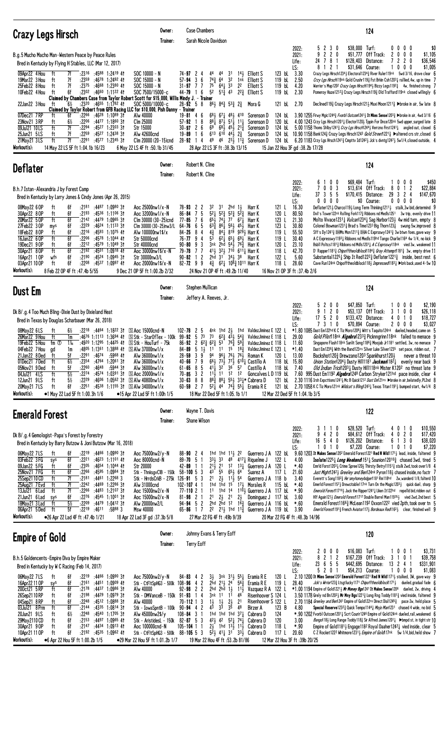## Crazy Legs Hirsch

Owner: Case Chambers
Trainer: Sarah Nicole Davidson

**124**

B.g.5 Mucho Macho Man-Western Peace by Peace Rules
Bred in Kentucky by Flying H Stables, LLC (Mar 12, 2017)

| | | | | | |
|---|---|---|---|---|---|
| 2022: | 5 2 3 0 | $38,000 | Turf: | 0 0 0 0 | $0 |
| 2021: | 9 2 2 0 | $51,777 | Off Track: | 2 0 0 0 | $1,105 |
| Life: | 24 7 8 1 | $128,403 | AWT: | 7 2 2 0 | $36,546 |
| LS: | 8 1 2 1 | $31,646 | Course: | 1 0 0 0 | $1,005 |

```
09Apr22 4Hou  ft  7f  :2316 :4588 1:2419 4↑  SOC 10000-N     74-97 2 4  44  44  31  1½  Elliott S       123 bL  3.30  Crazy Legs Hrsch123½ Electoral123½ River Ruler119nk  5wd 3/16, drove clear 6
19Mar22 3Hou  ft  7f  :2359 :4678 1:2492 4↑  SOC 15000-N     57-94 3 6  74¾ 64  32  1nk Elliott S       119 bL  2.50  Crzy Lgs Hrsch119nk Gold Crushr119¾ Fst Brkn Csh120¾ rallied,4w, up in time 7
25Feb22 8Hou  ft  7f  :2375 :4666 1:2380 4↑  SOC 15000-N     31-97 7 7  75  64½ 33  22  Elliott S       119 bL  4.20  Warrior's Map120² Crazy Legs Hrsch119¾ Bizzy Legs119²½  4w, finished strong 7
10Feb22 4Hou  ft  6f  :2302 :4660 1:1122 4↑  SOC 7500/15000-c 44-79 1 6  52  51½ 43  2¾  Elliott S       119 bL  2.30  Pomeroy Haze121²¾ Crazy Legs Hirsch119¾ Old Trafford119nk closed willingly 6
      Claimed by Chambers Case from Taylor Robert Scott for $15,000, Willis Mindy J. - Trainer
22Jan22 3Hou  ft  6½  :2320 :4655 1:1782 4↑  SOC 5000/10000-c 28-92 5 8  86½ 84¾ 53¾ 2¾  Mora G          121 bL  2.70  Declined119¾ Crazy Legs Hirsch121¾ Maxi Moon1211¾ ▶broke in air, 5w late 8
      Claimed by Taylor Robert from GFB Racing LLC for $10,000, Pish Danny - Trainer
07Dec21 7RP   ft  6f  :2266 :4628 1:1089 3↑  Alw 40000       19-81 4 6  68½ 67¼ 48¼ 410 Sorenson D      124 bL  3.90 1255 Flrwy Mgic1244¾ Frothl Outcom1241½ It Mkes Sense1203¼ ▶broke in air, 4wd 3/16 6
23Nov21 3RP   ft  6½  :2206 :4477 1:1860 3↑  Clm 25000       57-92 1 8  88¼ 87½ 51¼ 1¾  Sorenson D      120 bL  4.00 1243 Crzy Lgs Hrsch120¾ Elector120¾ Tppin For Dnce120nk 5wd upper,surged late 8
09Jul21 10LS  ft  7f  :2294 :4527 1:2303 3↑  Str 15000       30-97 2 6  69  68¾ 45½ 21¾  Sorenson D      124 bL  5.00 1158 Thoms Shlby1241¾ Crzy Lgs Hrsch1244¾ Verrzno First1241¾ angled out, closed 6
25Jun21 5LS   ft  7f  :2259 :4527 1:2438 3↑  Alw 42600cnd    19-89 1 6  613 610 44½ 2¾  Sorenson D      124 bL 10.90 1158 Bank124¾ Crazy Legs Hirsch1243 Gold Street1221¾ ▶altered crs str,closed 6
21May21 3LS   ft  7f  :2291 :4577 1:2345 3↑  Clm 20000(20-15)cnd 28-92 1 4 49 46 23½ 11¾ Sorenson D      124 bL  6.20 1183 Crzy Lgs Hrsch1241¾ Cnpttv Id1242¼ Jck's Dvntg124²½ 5w1/4,closed outside, 4
```

Workout(s): 14 May 22 LS 5F ft 1:04.1b 16/23 · 6 May 22 LS 4F ft :50.1b 31/45 · 28 Apr 22 LS 3F ft :38.3b 13/15 · 15 Jan 22 Hou 3F gd :38.2b 17/28

## Deflater

Owner: Robert N. Cline
Trainer: Robert N. Cline

**124**

B.h.7 Istan-Alexandria J by Forest Camp
Bred in Kentucky by Larry Jones & Cindy Jones (Apr 26, 2015)

| | | | | | |
|---|---|---|---|---|---|
| 2022: | 6 1 0 0 | $69,484 | Turf: | 1 0 0 0 | $450 |
| 2021: | 7 0 0 3 | $13,614 | Off Track: | 8 0 1 2 | $22,884 |
| Life: | 37 3 5 5 | $170,415 | Distance: | 29 3 2 4 | $147,670 |
| LS: | 0 0 0 0 | $0 | Course: | 0 0 0 0 | $0 |

```
08May22 6OP   ft  6f  :2181 :4487 1:0980 3↑  Aoc 25000nw1/x-N  78-93 2 2  32  31  2hd 1½  Harr K    121 L  16.30  Deflater121½ Charco119¾ Long Term Thinking1211¼ stalk,3w bid,determind 9
30Apr22 8OP   ft  6f  :2193 :4536 1:1106 3↑  Aoc 32000nw1/x-N  86-84 7 5  52½ 52¾ 52¾ 52¾  Harr K    120 L  80.50  Dvll's Tower122nk Rollng Fork117¾ Ribbons nd Medls1251  3w trip, evenly drive 11
20Mar22 5OP   ft  6f  :2142 :4479 1:0965 3↑  Clm 30000(30-25)cnd 77-85 7 6  65½ 74¾ 77  67¾  Harr K   123 L  21.30  Molto Vivace1231¼ Vulcan1234¾ Sag Harbor123½ 4w mid turn, empty 8
27Feb22 3OP   mys 6f  :2229 :4624 1:1133 3↑  Clm 30000(30-25)nw3/L 64-76 6 5 63¾ 86½ 56¼ 45½ Harr K  123 L  30.80  Colonel Bowman1231½ Brad's Time123½ Big Thorn123¾  swung 5w,improved 8
18Feb22 8OP   ft  6f  :2216 :4593 1:1075 4↑  Alw 100000nw1$/x  84-25 8 4  4¾  84¾ 819 929¼ Harr K   119 L  55.50  Sff's Dy1241½ Ms Mon1211¾ ⒹHA C Exprsswy1241¾ 3w btwn foes,gave way 9
16Jan22 6OP   ft  6f  :2206 :4578 1:1044 4↑  Str 50000cnd      76-77 9 4  53  62¼ 65¼ 69¾  Harr K    119 L  30.40  A C Expresswy1193¼ Ribbons nd Medls119hd Tango Charlie1164 4w 1/4, no kick 9
19Dec21 9OP   ft  6f  :2212 :4579 1:1049 3↑  Str 40000cnd      90-80 9 3  3nk 2hd 54¾ 76¾  Harr K    120 L  23.10  Bsbll Poltcs1181¾ Ribbons nd Mdls1201¼ A C Exprsswy118nk  vied 3w, weakened 11
30Apr21 8OP   ft  6f  :2192 :4501 1:0918 4↑  Aoc 30000nw1$/x-N 79-78 7 7  41½ 32¾ 710 611¾ Harr K    118 L  42.70  D' Rapper1181¾ Chipofftheoldblock118¾ Gray Attempt1181¾ 3w, empty drive 11
16Apr21 1OP   wfs 6f  :2190 :4524 1:0945 3↑  Str 30000nw3/L    90-82 1 2  2hd 31  34¼ 38  Harr K    122 L   5.60  Substantial1225¼ Ship It Red1222¾ Deflater1221¾ inside, best rest 6
03Apr21 10OP  ft  6f  :2208 :4537 1:0997 4↑  Aoc 20000nw1$/x-N 82-72 9 9  4¾  62¾ 108¾ 1011 Harr K    118 L  28.60  Cave Run124nk Chipofftheoldblock118¾ Impressed1183½ ▶brk back,used 4-5w 10
```

Workout(s): 8 Feb 22 OP 4F ft :47.4b 5/55 · 9 Dec 21 OP 5F ft 1:00.2b 2/32 · 24 Nov 21 OP 4F ft :49.2b 11/40 · 16 Nov 21 OP 3F ft :37.4b 2/6

## Dust Em

Owner: Stephen Mullican
Trainer: Jeffery A. Reeves, Jr.

**124**

Dk B/.g.4 Too Much Bling-Dixie Dust by Dixieland Heat
Bred in Texas by Douglas Scharbauer (Mar 26, 2018)

| | | | | | |
|---|---|---|---|---|---|
| 2022: | 5 2 0 0 | $47,850 | Turf: | 1 0 0 0 | $2,190 |
| 2021: | 9 1 2 0 | $53,137 | Off Track: | 3 1 0 0 | $26,118 |
| Life: | 17 5 2 0 | $133,472 | Distance: | 4 0 1 0 | $18,727 |
| LS: | 7 3 1 0 | $70,894 | Course: | 2 0 0 0 | $3,027 |

```
08May22 6LS   ft  6½  :2218 :4464 1:1822 3↑  Ⓢ Aoc 15000cnd-N   102-78 2 5  4nk 1hd 2½  1hd  Valdez Jiminez E 122 L  *1.80 1085 Dust Em122hd K C Tiz More120¾ Witt's Taquito124nk dueled,headed,came on 5
26Mar22 9Hou  ft  1m  :4676 1:1113 1:3694 4↑  Ⓢ Stk - StarOfTex - 100k 99-92 5 73 73 62¾ 43½ 54¾ Valdez Jiminez E 118 L 29.00 Gold Pilot118nk Algebra1213½ Picknngrinn118nk failed to menace 9
19Feb22 5Hou  fm Ⓣ 1⁷⁄₁₆ :4920 1:1295 1:4425 4↑ Ⓢ Stk - HouTurf - 75k 86-92 2 62¾ 62¾ 53 76¾ 59¾ Valdez Jiminez E 118 L 11.60 Singapore Flash118nk Sunlit Song118¾ Moojab Jr1181 settled, 3w, no menace 7
04Feb22 7Hou  gd  1m  :4805 1:1361 1:3888 4↑  Ⓢ Alw 37000nw1/x   84-89 5 1½  11  11  15  18¾  Valdez Jiminez E 123 L *1.40 Dust Em123¾ With the Band123ns Silver Luke Silver1235 set pace, ridden out, 7
21Jan22 8Ded  ft  5f  :2291 :4674   :5968 4↑  Alw 36000nw1/x   28-59 3 9  94  96½ 76½ 76½  Roman K        120 L  13.00  Backshot120¾ Drewzano120³ Spankhurst120½      never a threat 10
01Dec21 7Ded  ft  6½  :2354 :4764 1:2061 3↑  Alw 36000nw1/x   40-66 7 9  66½ 73½ 75¼ 610¼ Castillo A    118 bL 15.80  Union Station1204½ Dusty Hill1181 Jackman118²½ evenly near back 9
05Nov21 9Ded  ft  5f  :2260 :4646   :5944 3↑  Alw 36000nw1/x   61-65 8 5  41½ 32  36  57  Castillo A      118 bL  7.40  Old Indian Trick120³½ Dusty Hill118nk Mister K120² no threat late 9
04Jul21 4LS   ft  5½  :2274 :4574 1:0391 3↑  Ⓢ Aoc 20000nw1/x   70-85 3 2  11½ 11  12  12  Goncalves L D 119 bL 7.60 995 Dust Em119² Algebra124⁸ Carbon Stryker121hd pace inside, clear 4
12Jun21 9LS   ft  5½  :2229 :4606 1:0562 3↑  Ⓢ Alw 40800nw1/x   30-63 8 8  88¾ 88¼ 55½ 33¾* Cabrera D      121 bL 2.30 1116 Irsh Expcttions124¾ Mc B Quick121² Dust Em121ns ▶broke in air,belatedly,PL2nd 8
20May21 7LS   ft  6f  :2251 :4538 1:1155 3↑  Ⓢ Alw 34000nw1/x   60-59 2 7  52¼ 44  74¾ 55¼ Eramia R E     121 bL 2.70 1058 K C Tiz More121nk Wildcat's Blingl243¼ Texas Titan119¹½ bumped start, 4w1/4 8
```

Workout(s): ●1 May 22 LS 5F ft 1:00.3h 1/6 · ●15 Apr 22 LS 5F ft 1:00h 1/5 · 18 Mar 22 Ded 5F ft 1:05.1b 1/1 · 12 Mar 22 Ded 5F ft 1:04.1b 3/5

## Emerald Forest

Owner: Wayne T. Davis
Trainer: Shane Wilson

**122**

Dk B/.g.4 Gemologist-Papa's Forest by Forestry
Bred in Kentucky by Barry Butzow & Joni Butzow (Mar 16, 2018)

| | | | | | |
|---|---|---|---|---|---|
| 2022: | 3 1 1 0 | $28,520 | Turf: | 4 0 1 0 | $10,550 |
| 2021: | 9 4 2 0 | $84,612 | Off Track: | 4 0 2 0 | $17,420 |
| Life: | 16 5 4 0 | $126,202 | Distance: | 6 1 3 0 | $38,020 |
| LS: | 1 0 1 0 | $7,220 | Course: | 1 0 0 0 | $7,220 |

```
06May22 7LS   ft  6f  :2219 :4466 1:0990 3↑  Aoc 75000nw2/y-N   88-90 2 4  1hd 1hd 11½ 22  Guerrero J A  122 bL  9.60 1203 It Makes Sense120² Emerald Forest1221 Red N Wild1171¼ lead, inside, faltered 9
03Feb22 3FG   sys 6f  :2221 :4623 1:1101 4↑  Aoc 80000cnd-N     89-70 5 1  33½ 33  48  417¼ Riquelme J    122 L   4.00  Isolate1225¼ Long Weekend151¼ Sounion12010¾ chased 3wd, tired 5
09Jan22 5FG   ft  6f  :2305 :4654 1:1044 4↑  Str 20000           42-89 1 1  21½ 21  12  13¼ Guerrero J A  120 L  *.40  Emrld Forst120³¼ Crime Spree120¾ Thirsty Betsy1151¾ stalk 2wd, took over1/8 4
25Nov21 7FG   ft  6f  :2266 :4595 1:0984 3↑  Stk - ThnksgvClB - 150k 58-100 5 3 43 55 65¾ 64 Suarez A     117 L  21.60  Just Might124²¾ Greeley and Ben124nk Pyron118¾ chased inside,no factr 7
25Sep21 10CD  ft  7f  :2181 :4461 1:2268 3  Stk - HrrdsCrkB - 275k 126-91 5 3 21 2½ 11½ 54  Guerrero J A 118 b   3.40  Everett's Song118²¾ He'snyhoneydgerl181 Rm118hd  2w,wanderd 1/8,faltered 10
25Aug21 7Evd  ft  7f  :2242 :4469 1:2266 3  Alw 31000cnd         102-107 4 1 1hd 1hd 15 17½ Morales R   115 bL  *.40  Emerld Forest115⁷½ Drewcitable117nk Turn On the Magic120³½ quick duel, sharp 9
13Jul21 6Lad  ft  7f  :2266 :4483 1:2107 3↑  Aoc 15000nw2/x-N   77-110 2 1 11 1hd 14 110¾ Guerrero J A 117 bL *.90 Emerald Forest11710¾ Jack the Ripper1241¼ Liken It122hd repelld bid,ridden out 6
21Jun21 6Lad  sys 6f  :2276 :4545 1:1001 3↑  Aoc 15000nw2/x-N   81-98 2 1  21  2½  21  2½  Dominguez J  117 bL  3.60  Hlf Again121½ Emerald Forest11717 Double Barrel Man11935½ vied 2wd,2nd best 5
18May21 3Lad  ft  5½  :2209 :4479 1:0412 3↑  Alw 20000nw2/L     94-94 5 2  2hd 2hd 12  16¾ Guerrero J A  116 bL  *.60  Emerald Forest1166¾ McLean119² Oxxon122² vied 2pth, took over tn 5
06Apr21 5Ded  ft  5f  :2219 :4611   :5888 3  Msw 40000           65-86 1 7  22  21½ 1hd 11¾ Guerrero J A 119 bL  3.90  Emerld Forest119¾ French Aviator117½ Bordeaux Red1162½ clear, finished well 9
```

Workout(s): ●26 Apr 22 Lad 4F ft :47.4b 1/21 · 18 Apr 22 Lad 3F gd :37.3b 5/8 · 27 Mar 22 FG 4F ft :49b 9/39 · 20 Mar 22 FG 4F ft :48.3b 14/96

## Empire of Gold

Owner: Johnny Evans & Terry Eoff
Trainer: Terry Eoff

**120**

B.h.5 Goldencents-Empire Diva by Empire Maker
Bred in Kentucky by W C Racing (Feb 14, 2017)

| | | | | | |
|---|---|---|---|---|---|
| 2022: | 2 0 0 0 | $16,083 | Turf: | 1 0 0 1 | $3,731 |
| 2021: | 8 2 1 2 | $167,239 | Off Track: | 3 1 0 1 | $39,758 |
| Life: | 23 6 5 5 | $442,695 | Distance: | 13 2 4 1 | $331,901 |
| LS: | 5 2 0 1 | $54,213 | Course: | 1 0 0 0 | $1,083 |

```
06May22 7LS   ft  6f  :2219 :4466 1:0990 3↑  Aoc 75000nw2/y-N   84-83 4 2  3½  3nk 31½ 55¼ Eramia R E     120 L   2.10 1200 It Mkes Sense120² Emerald Forest1221 Red N Wild1171¼ stalked, 3w, gave way 9
16Apr22 11OP  sys 6f  :2161 :4451 1:0909 4↑  Stk - CtFltSpHG3 - 500k 108-96 4 2 2hd 21½ 24 56¾ Eramia R E  119 L  28.40  Jcki's Wrrior123¾ Ltsgtlucky1171 Chipofftheoldblock117½ dueled,gradual fade 6
20Oct21 5RP   ft  6f  :2178 :4437 1:0986 3↑  Alw 40000           92-98 2 2  2hd 2hd 1½  11½ Vazquez R A    122 L  *1.00 1194 Empire of Gold1221½ Mr Money Bgs1241 It Makes Sense120⁸ dueled, 2w, driving 4
26Sep21 10RP  ft  6f  :2198 :4429 1:0979 3↑  Stk - DMVanceB - 150k 91-93 1 4 3nk 11 11 46 Risenhoover S 124 L 3.50 1178 Grely nd Bn120²¾ Mr Mny Bgs123¼ Long Rng Toddy1181¼ vied inside,faded 4
04Sep21 8RP   ft  6f  :2248 :4512 1:0868 3↑  Alw 40000           70-112 1 3 1½ 1½ 2½ 21  Risenhoover S 122 L  2.70 1184 Greeley and Ben124¹ Empire of Gold122ns Direct Dial124⁵½ pace 2w, held place 5
03Jul21 8Prm  ft  6f  :2144 :4335 1:0814 3↑  Stk - IowaSprntB - 100k 90-94 4 2 43 33 35 48 Birzer A      123 B   4.80  Special Reserve123³¾ Quick Tempo114¾ Mojo Man123¹ chased 4 wide, no bid 5
20Jun21 9LS   ft  6½  :2248 :4540 1:1705 3↑  Alw 45000nw2$/y     108-84 3 1  1hd 1hd 1hd 37¼ Cabrera D     124        *.90 1202 Fvorbl Outcom1201¾ Scrt Courir124⁶ Empire of Gold124nk dueled,rail,weakened 6
29May21 10CD  ft  6f  :2153 :4497 1:0965 4↑  Stk - AristidesL - 150k 82-87 5 3 42½ 42 52¼ 74¼ Cabrera D     120        3.00  Bango118½ Long Range Toddy118¾ Sir Alfred James1201¼ ▶bmpd st, in tght str 10
30Apr21 9OP   ft  6f  :2147 :4434 1:0913 4↑  Aoc 100000cnd-N     105-104 1 1 2½ 1hd 13½ 11½ Cabrera D     118 L   *.90  Empire of Gold118¹½ Engage118² Royal Dasher124²½ vied inside, clear 5
10Apr21 11OP  ft  6f  :2192 :4535 1:0962 4↑  Stk - CtFltSpHG3 - 500k 88-105 5 3 52½ 41¾ 31 33¾ Cabrera D     117 L  20.60  C Z Rocket122² Whitmore1231¾ Empire of Gold117nk 5w 1/4,bid,held show 7
```

Workout(s): ●6 Apr 22 Hou 5F ft 1:00.2b 1/5 · ●29 Mar 22 Hou 5F ft 1:01.2b 1/7 · 19 Mar 22 Hou 4F ft :53.2b 81/86 · 12 Mar 22 Hou 3F ft :39b 20/25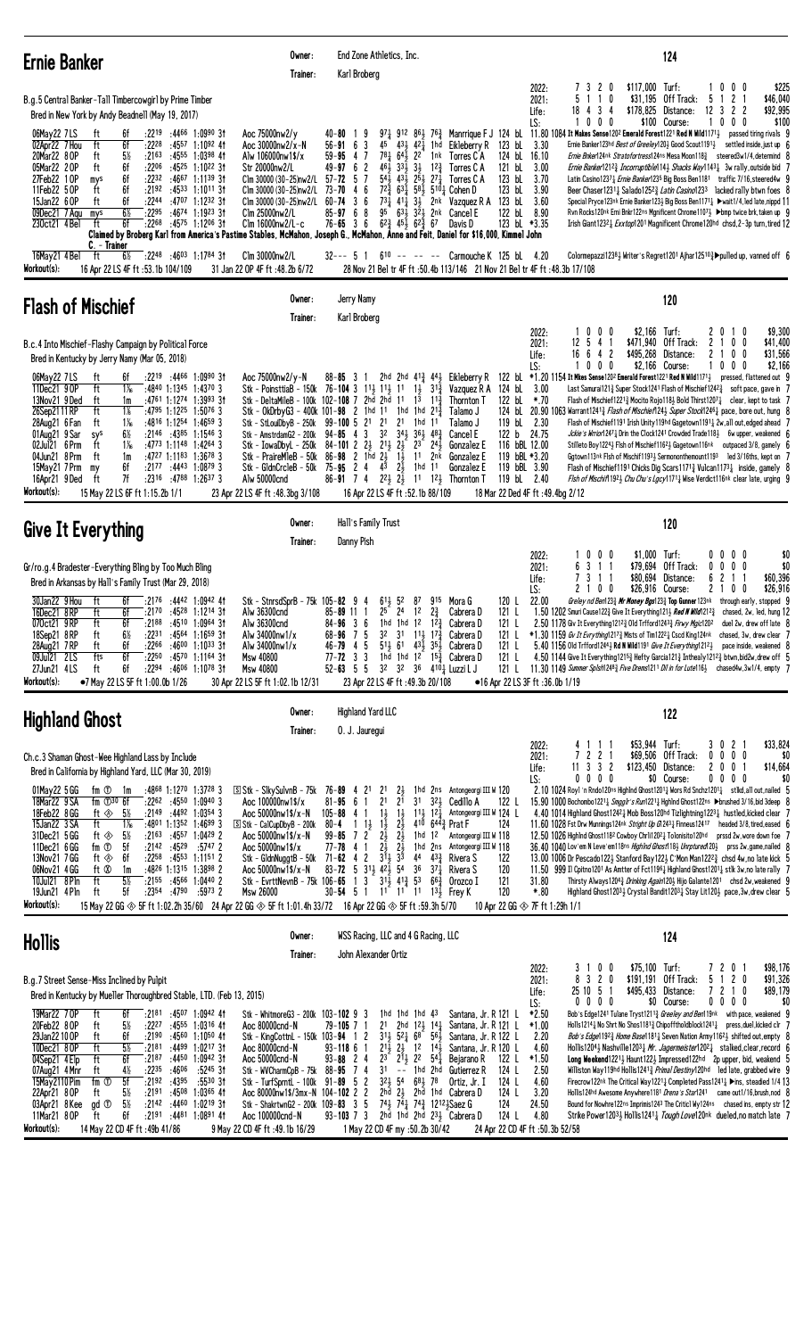## Ernie Banker

Owner: End Zone Athletics, Inc.
Trainer: Karl Broberg

**124**

B.g.5 Central Banker-Tall Timbercowgirl by Prime Timber
Bred in New York by Andy Beadnell (May 19, 2017)

| | | | | | | | |
|---|---|---|---|---|---|---|---|
| 2022: | 7 3 2 0 | $117,000 | Turf: | 1 0 0 0 | $225 |
| 2021: | 5 1 1 0 | $31,195 | Off Track: | 5 1 2 1 | $46,040 |
| Life: | 18 4 3 4 | $178,825 | Distance: | 12 3 2 2 | $92,995 |
| LS: | 1 0 0 0 | $100 | Course: | 1 0 0 0 | $100 |

06May22 7LS ft 6f :2219 :4466 1:0990 3↑ Aoc 75000nw2/y 40-80 1 9 9 7¾ 9 12 8 6½ 7 6¾ Manrrique F J 124 bL 11.80 1084 It Makes Sense120² Emerald Forest122¹ Red N Wild117¼ passed tiring rivals 9
02Apr22 7Hou ft 6f :2228 :4557 1:1092 4↑ Aoc 30000nw2/x-N 56-91 6 3 4 5 4 3½ 4 2½ 1hd Eikleberry R 123 bL 3.30 Ernie Banker123hd Best of Greeley120½ Good Scout119½ settled inside,just up 6
20Mar22 8OP ft 5½ :2163 :4555 1:0398 4↑ Alw 106000nw1$/x 59-95 4 7 7 8½ 6 4½ 2² 1nk Torres C A 124 bL 16.10 Ernie Bnker124nk Stratofortress124nk Mesa Moon118¾ steered3w1/4,determind 8
05Mar22 2OP ft 6f :2206 :4525 1:1022 3↑ Str 20000nw2/L 49-97 6 2 4 6½ 3 3½ 3½ 1 2¾ Torres C A 121 bL 3.00 Ernie Banker121¾ Incorruptible114½ Shacks Way114¾ 3w rally,outside bid 7
27Feb22 1OP my^s 6f :2232 :4667 1:1139 3↑ Clm 30000 (30-25)nw2/L 57-72 5 7 5 4½ 4 3½ 2 5½ 2 7¼ Torres C A 123 bL 3.70 Latin Casino123⁷¼ Ernie Banker123⁵ Big Boss Ben118¹ traffic 7/16,steered4w 9
11Feb22 5OP ft 6f :2192 :4533 1:1011 3↑ Clm 30000 (30-25)nw2/L 73-70 4 6 7 2½ 6 3½ 5 8½ 5 10½ Cohen D 123 bL 3.90 Beer Chaser123¹¼ Saladoi25²¾ Latin Casino123³ lacked rally btwn foes 8
15Jan22 6OP ft 6f :2244 :4707 1:1232 3↑ Clm 30000 (30-25)nw2/L 60-74 3 6 7 3½ 4 1½ 3½ 2nk Vazquez R A 123 bL 3.60 Special Pryce123nk Ernie Banker123¼ Big Boss Ben117¹½ ▶wait1/4,led late,nipped 11
09Dec21 7Aqu my^s 6½ :2295 :4674 1:1923 3↑ Clm 25000nw2/L 85-97 6 8 9 5 6 3½ 3 2½ 2nk Cancel E 122 bL 8.90 Rvn Rocks120nk Erni Bnkr122ns Mgnificent Chrome1103½ ▶bmp twice brk,taken up 9
23Oct21 4Bel ft 6f :2268 :4575 1:1206 3↑ Clm 16000nw2/L-c 76-65 6 4 6 2¾ 4 5½ 6 2¾ 6 7 Davis D 123 bL *3.35 Irish Giant123²¼ Exxtopl20¹ Magnificent Chrome120hd chsd,2-3p turn,tired 12

Claimed by Broberg Karl from America's Pastime Stables, McMahon, Joseph G., McMahon, Anne and Feit, Daniel for $16,000, Kimmel John

C. - Trainer

18May21 4Bel ft 6½ :2248 :4603 1:1784 3↑ Clm 30000nw2/L 32--- 5 1 6 10 -- -- -- -- Carmouche K 125 bL 4.20 Colormepazzi1238¼ Writer's Regret120¹ Ajhar125¹⁰½ ▶pulled up, vanned off 6

Workout(s): 16 Apr 22 LS 4F ft :53.1b 104/109 31 Jan 22 OP 4F ft :48.2b 6/72 28 Nov 21 Bel tr 4F ft :50.4b 113/146 21 Nov 21 Bel tr 4F ft :48.3b 17/108

## Flash of Mischief

Owner: Jerry Namy
Trainer: Karl Broberg

**120**

B.c.4 Into Mischief-Flashy Campaign by Political Force
Bred in Kentucky by Jerry Namy (Mar 05, 2018)

| | | | | | | | |
|---|---|---|---|---|---|---|---|
| 2022: | 1 0 0 0 | $2,166 | Turf: | 2 0 1 0 | $9,300 |
| 2021: | 12 5 4 1 | $471,940 | Off Track: | 2 1 0 0 | $41,400 |
| Life: | 16 6 4 2 | $495,268 | Distance: | 2 1 0 0 | $31,566 |
| LS: | 1 0 0 0 | $2,166 | Course: | 1 0 0 0 | $2,166 |

06May22 7LS ft 6f :2219 :4466 1:0990 3↑ Aoc 75000nw2/y-N 88-85 3 1 2hd 2hd 4 1¾ 4 4½ Eikleberry R 122 bL *1.20 1154 It Makes Sense120² Emerald Forest122¹ Red N Wild117¼ pressed, flattened out 9
11Dec21 9OP ft 1⅛ :4840 1:1345 1:4370 3 Stk - PoinsttiaB - 150k 76-104 3 1 1½ 1 1½ 1½ 3 1¾ Vazquez R A 124 bL 3.00 Last Samurai121¾ Super Stock124¹ Flash of Mischief124²½ soft pace, gave in 7
13Nov21 9Ded ft 1m :4761 1:1274 1:3993 3↑ Stk - DeltaMileB - 100k 102-108 7 2hd 2hd 1 1 1³ 1 1½ Thornton T 122 bL *.70 Flash of Mischief122¹¼ Mocito Rojo118¾ Bold Thirst120⁷½ clear, kept to task 7
26Sep21 11RP ft 1⅛ :4795 1:1225 1:5076 3 Stk - OkDrbyG3 - 400k 101-98 2 1hd 1 1 1hd 1hd 2 1¾ Talamo J 124 bL 20.90 1063 Warrant124¹¾ Flash of Mischief124½ Super Stock124²½ pace, bore out, hung 8
28Aug21 6Fan ft 1⅛ :4816 1:1254 1:4659 3 Stk - StLouDbyB - 250k 99-100 5 2 1 2 1 2 1 1hd 1 1 Talamo J 119 bL 2.30 Flash of Mischief119hd Irish Unity119hd Gagetown1191½ 2w,all out,edged ahead 7
01Aug21 9Sar sy^s 6½ :2146 :4385 1:1546 3 Stk - AmstrdamG2 - 200k 94-85 4 3 3² 3 4½ 3 6½ 4 8¾ Cancel E 122 b 24.75 Jckie's Wrrior1247½ Drin the Clock124¹ Crowded Trade118½ 6w upper, weakened 6
02Jul21 6Prm ft 1⅛ :4773 1:1148 1:4264 3 Stk - IowaDbyL - 250k 84-101 2 2½ 2 1½ 2 ½ 2³ 2 4½ Gonzalez E 116 bBL 12.00 Stilleto Boy122⁴½ Flash of Mischief116²½ Gagetown116nk outpaced 3/8, gamely 6
04Jun21 8Prm ft 1m :4727 1:1183 1:3678 3 Stk - PrairieMleB - 50k 86-98 2 1hd 2½ 1½ 1 1 2nk Gonzalez E 119 bBL *3.30 Ggtown113nk Flsh of Mischief1193½ Sermononthemount1193 led 3/16ths, kept on 7
15May21 7Prm my 6f :2177 :4443 1:0879 3 Stk - GldnCrcleB - 50k 75-95 2 4 4³ 2½ 1hd 1 1 Gonzalez E 119 bBL 3.90 Flash of Mischief119¹ Chicks Dig Scars117¹¾ Vulcan117³¼ inside, gamely 8
16Apr21 9Ded ft 7f :2316 :4788 1:2637 3 Alw 50000cnd 86-91 7 4 2 2½ 2½ 1 1 1 2½ Thornton T 119 bL 2.40 Flsh of Mschf119²½ Chu Chu's Lgcy117¹¼ Wise Verdict116nk clear late, urging 9

Workout(s): 15 May 22 LS 5F ft 1:15.2b 1/1 23 Apr 22 LS 4F ft :48.3bg 3/108 16 Apr 22 LS 4F ft :52.1b 88/109 18 Mar 22 Ded 4F ft :49.4bg 2/12

## Give It Everything

Owner: Hall's Family Trust
Trainer: Danny Pish

**120**

Gr/ro.g.4 Bradester-Everything Bling by Too Much Bling
Bred in Arkansas by Hall's Family Trust (Mar 29, 2018)

| | | | | | | | |
|---|---|---|---|---|---|---|---|
| 2022: | 1 0 0 0 | $1,000 | Turf: | 0 0 0 0 | $0 |
| 2021: | 6 3 1 1 | $79,694 | Off Track: | 0 0 0 0 | $0 |
| Life: | 7 3 1 1 | $80,694 | Distance: | 6 2 1 1 | $60,396 |
| LS: | 2 1 0 0 | $26,916 | Course: | 2 1 0 0 | $26,916 |

30Jan22 9Hou ft 6f :2176 :4442 1:0942 4↑ Stk - StnrsdSprB - 75k 105-82 9 4 6 1½ 5² 8⁷ 9 15 Mora G 120 L 22.00 Greley nd Ben123½ Mr Money Bgs123½ Top Gunner123nk through early, stopped 9
16Dec21 8RP ft 6f :2170 :4528 1:1214 3↑ Alw 36300cnd 85-89 11 1 2⁵ 2⁴ 1² 2¾ Cabrera D 121 L 1.50 1202 Smuri Cause122¾ Give It Everything121¾ Red N Wild121²¾ chased, 2w, led, hung 12
07Oct21 9RP ft 6f :2188 :4510 1:0964 3↑ Alw 36300cnd 84-86 3 6 1hd 1hd 1² 1 2¾ Cabrera D 121 L 2.50 1178 Giv It Everything121²¾ Old Trfford1263½ Firwy Mgic120² duel 2w, drew off late 8
18Sep21 8RP ft 6½ :2231 :4564 1:1659 3↑ Alw 34000nw1/x 68-96 7 5 3² 3 1 1 1½ 1 7¾ Cabrera D 121 L *1.30 1159 Gv It Evrything1217¾ Msts of Tim122²½ Cscd King124nk chased, 3w, drew clear 7
28Aug21 7RP ft 6f :2266 :4600 1:1033 3↑ Alw 34000nw1/x 46-79 4 5 5 1½ 6 1 4 3½ 3 5½ Cabrera D 121 L 5.40 1156 Old Trfford1244½ Rd N Wild119³ Give It Everything121²½ pace inside, weakened 8
09Jul21 2LS ft^s 6f :2250 :4570 1:1164 3↑ Msw 40800 77-72 3 3 1hd 1hd 1² 1 5¾ Cabrera D 121 L 4.50 1144 Give It Everything1215¾ Hefty Garcia121¾ Inthealy121²¾ btwn,bid2w,drew off 5
27Jun21 4LS ft 6f :2294 :4606 1:1078 3↑ Msw 40800 52-63 5 5 3² 3² 3⁶ 4 10½ Luzzi L J 121 L 11.30 1149 Summer Splsh1248½ Five Drems121¹ Dl in for Lute116½ chased4w,3w1/4, empty 7

Workout(s): ●7 May 22 LS 5F ft 1:00.0b 1/26 30 Apr 22 LS 5F ft 1:02.1b 12/31 23 Apr 22 LS 4F ft :49.3b 20/108 ●16 Apr 22 LS 5F ft :36.0b 1/19

## Highland Ghost

Owner: Highland Yard LLC
Trainer: O. J. Jauregui

**122**

Ch.c.3 Shaman Ghost-Wee Highland Lass by Include
Bred in California by Highland Yard, LLC (Mar 30, 2019)

| | | | | | | | |
|---|---|---|---|---|---|---|---|
| 2022: | 4 1 1 1 | $53,944 | Turf: | 3 0 2 1 | $33,824 |
| 2021: | 7 2 2 1 | $69,506 | Off Track: | 0 0 0 0 | $0 |
| Life: | 11 3 3 2 | $123,450 | Distance: | 2 0 0 1 | $14,664 |
| LS: | 0 0 0 0 | $0 | Course: | 0 0 0 0 | $0 |

01May22 5GG fm ⓣ 1m :4868 1:1270 1:3728 3 Ⓢ Stk - SlkySulvnB - 75k 76-89 4 2¹ 2¹ 2½ 1hd 2ns Antongeorgi III M 120 2.10 1024 Royl 'n Rndo120ns Hghlnd Ghost120¹½ Mors Rd Snchz120¹½ stlkd,all out,nailed 5
18Mar22 9SA fm ⓣ³⁰ 6f :2262 :4550 1:0940 3 Aoc 100000nw1$/x 81-95 6 1 2¹ 2¹ 3¹ 3 2½ Cedillo A 122 L 15.90 1000 Bochombo121¼ Smggl'r's Run121¼ Hghlnd Ghost122ns ▶brushed 3/16,bid 3deep 8
18Feb22 8GG ft ◈ 5½ :2149 :4492 1:0354 3 Aoc 50000nw1$/x-N 105-88 4 1 1½ 1½ 1 1½ 1 2¾ Antongeorgi III M 124 4.40 1014 Highland Ghost124²¾ Mob Boss120hd Tizlightning122¾ hustled,kicked clear 7
15Jan22 3SA ft 1⅛ :4801 1:1352 1:4699 3 Ⓢ Stk - CalCupDbyB - 200k 80-4 1 1½ 1½ 2½ 4 10 6 44¾ Pratt F 124 11.60 1028 Fst Drw Hunnings124nk Stright Up Gn124½ Finneus124¹⁷ headed 3/8,tired,eased 6
31Dec21 5GG ft ◈ 5½ :2163 :4557 1:0479 2 Aoc 50000nw1$/x-N 99-85 7 2 2½ 2½ 1hd 1² Antongeorgi III M 118 12.50 1026 Highlnd Ghost118² Cowboy Chrlil20²½ Tolonisito120hd prssd 2w,wore down foe 7
11Dec21 6GG fm ⓣ 5f :2142 :4529 :5747 2 Aoc 50000nw1$/x 77-78 4 1 2½ 2½ 1hd 2ns Antongeorgi III M 118 36.40 1040 Lov'em N Leve'em118ns Highlnd Ghost118½ Unruptured120½ prss 2w,game,nailed 8
13Nov21 7GG ft ◈ 6f :2258 :4553 1:1151 2 Stk - GldnNuggtB - 50k 71-62 4 2 3 1½ 3³ 4⁴ 4 3¾ Rivera S 122 13.00 1006 Dr Pescado122¾ Stanford Bay122¾ C'Mon Man122²¾ chsd 4w,no late kick 5
06Nov21 4GG ft ⓣ 1m :4826 1:1315 1:3898 2 Aoc 50000nw1$/x-N 83-72 5 3 1½ 4 2½ 5⁴ 3⁶ 3 7¼ Rivera S 120 11.50 999 Il Cpitno120¹ As Amtter of Fct119⁶½ Highlnd Ghost120¹¼ stlk 3w,no late rally 7
10Jul21 8Pln ft 5½ :2155 :4566 1:0440 2 Stk - EvrttNevnB - 75k 106-65 1 3 3 1½ 4 1½ 5³ 6 6¾ Orozco I 121 31.80 Thirsty Always120⁴½ Drinking Again120½ Hijo Galante120¹ chsd 2w,weakened 9
19Jun21 4Pln ft 5f :2354 :4790 :5973 2 Msw 26000 30-54 5 1 1¹ 1¹ 1¹ 1 3½ Frey K 120 *.80 Highland Ghost120³½ Crystal Bandit120³¾ Stay Lit120½ pace,3w,drew clear 5

Workout(s): 15 May 22 GG ◈ 5F ft 1:02.2h 35/60 24 Apr 22 GG ◈ 5F ft 1:01.4h 33/72 16 Apr 22 GG ◈ 5F ft :59.3h 5/70 10 Apr 22 GG ◈ 7F ft 1:29h 1/1

## Hollis

Owner: WSS Racing, LLC and 4 G Racing, LLC
Trainer: John Alexander Ortiz

**124**

B.g.7 Street Sense-Miss Inclined by Pulpit
Bred in Kentucky by Mueller Thoroughbred Stable, LTD. (Feb 13, 2015)

| | | | | | | | |
|---|---|---|---|---|---|---|---|
| 2022: | 3 1 0 0 | $75,100 | Turf: | 7 2 0 1 | $98,176 |
| 2021: | 8 3 2 0 | $191,191 | Off Track: | 5 1 2 0 | $91,326 |
| Life: | 25 10 5 1 | $495,433 | Distance: | 7 2 1 0 | $89,179 |
| LS: | 0 0 0 0 | $0 | Course: | 0 0 0 0 | $0 |

19Mar22 7OP ft 6f :2181 :4507 1:0942 4↑ Stk - WhitmoreG3 - 200k 103-102 9 3 1hd 1hd 1hd 4³ Santana, Jr. R 121 L *2.50 Bob's Edge124¹ Tulane Tryst121¹½ Greeley and Ben119nk with pace, weakened 9
20Feb22 8OP ft 5½ :2227 :4555 1:0316 4↑ Aoc 80000cnd-N 79-105 7 1 2¹ 2hd 1 2½ 1 4½ Santana, Jr. R 121 L *1.00 Hollis1214½ No Shrt No Shos118¹½ Chipoffthoidblock124¹½ press,duel,kicked clr 7
29Jan22 10OP ft 6f :2190 :4560 1:1050 4↑ Stk - KingCottnL - 150k 103-94 1 2 3 1½ 5 2¾ 6⁸ 5 6½ Santana, Jr. R 122 L 2.20 Bob's Edge119²¾ Home Base118¹¾ Seven Nation Army116²½ shifted out,empty 8
10Dec21 8OP ft 5½ :2181 :4499 1:0217 3↑ Aoc 80000cnd-N 93-118 6 1 2 1½ 2½ 1² 1 4½ Santana, Jr. R 120 L 4.60 Hollis1204½ Nashville1203½ Mr. Jagermeister120²½ stalked,clear,record 6
05Sep21 4Elp ft 6f :2187 :4450 1:0942 3↑ Aoc 50000cnd-N 93-88 2 4 2³ 2 1½ 2² 5 4¾ Bejarano R 122 L *1.50 Long Weekend122¹½ Haunt122½ Impressed122hd 2p upper, bid, weakened 5
07Aug21 4Mnr ft 4½ :2235 :4606 :5245 3↑ Stk - WVCharmCpB - 75k 88-95 7 4 3¹ -- 1hd 2hd Gutierrez R 124 L 2.50 Williston Way119hd Hollis124¹½ Primal Destiny120hd led late, grabbed wire 9
15May21 10Pim fm ⓣ 5f :2192 :4395 :5530 3↑ Stk - TurfSprntL - 100k 91-89 5 2 3 2½ 5⁴ 6 8½ 7⁸ Ortiz, Jr. I 124 L 15.70 Firecrow122nk The Critical Way122¹½ Completed Pass1241½ ▶ins, steadied 1/4 13
22Apr21 8OP ft 5½ :2191 :4508 1:0365 4↑ Aoc 80000nw1$/3mx-N 104-102 2 2 2hd 2½ 2hd 1hd Cabrera D 124 L 3.20 Hollis124hd Awesome Anywhere118³ Drena's Star124¹ came out1/16,brush,nod 8
03Apr21 8Kee gd ⓣ 5½ :2142 :4460 1:0219 3↑ Stk - ShaktwnG2 - 200k 109-83 3 5 7 4½ 7 4½ 7 4¾ 7 12½ Saez G 124 24.50 Bound for Nowhre122ns Imprimis124³ The Critcl Wy124ns chased ins, empty str 12
11Mar21 8OP ft 6f :2191 :4481 1:0891 4↑ Aoc 100000cnd-N 93-103 7 3 2hd 1hd 2hd 2 3½ Cabrera D 124 L 4.80 Strike Power120³½ Hollis1241¼ Tough Love120nk dueled,no match late 7

Workout(s): 14 May 22 CD 4F ft :49b 41/86 9 May 22 CD 4F ft :49.1b 16/29 1 May 22 CD 4F my :50.2b 30/42 24 Apr 22 CD 4F ft :50.3b 52/58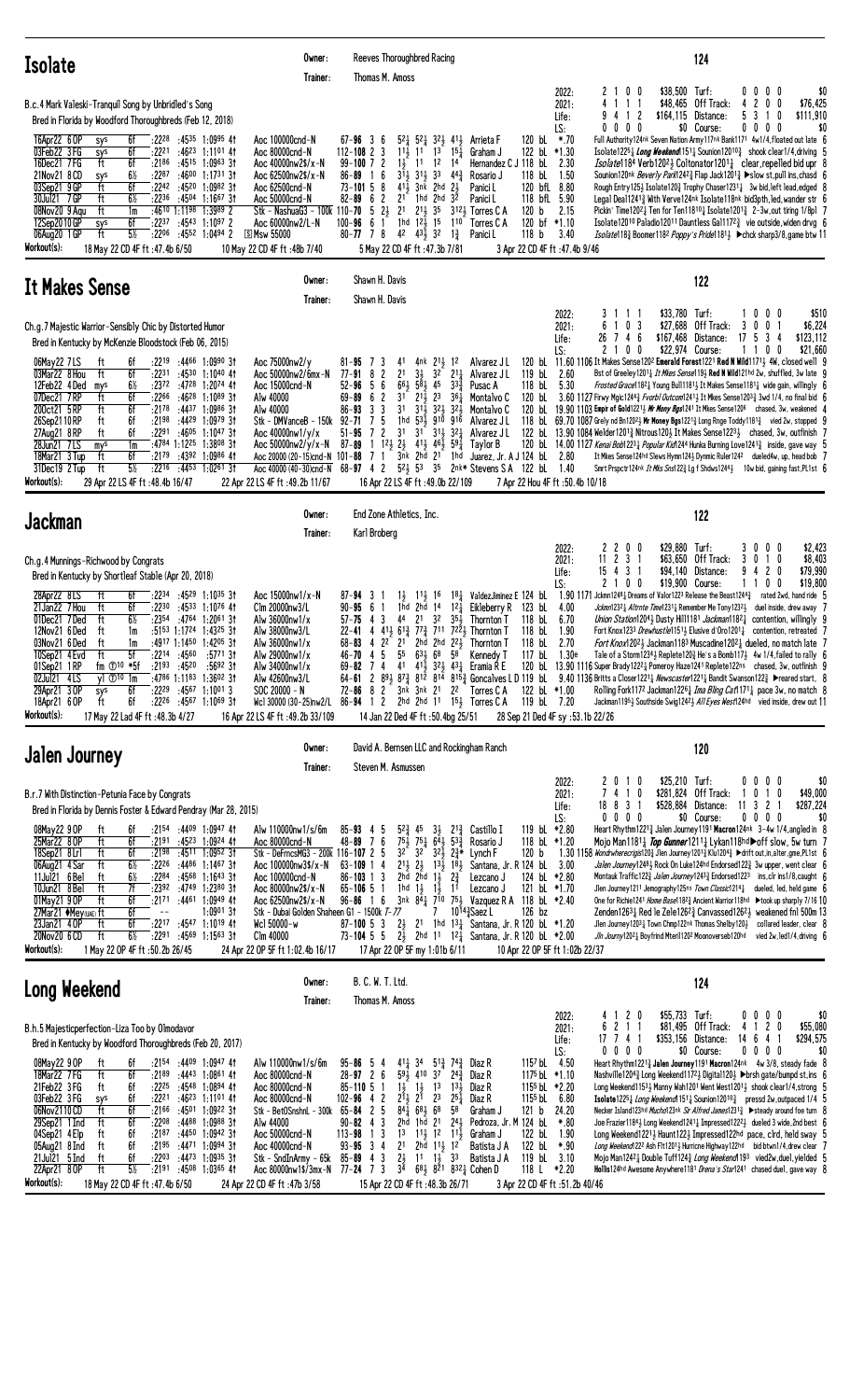## Isolate

Owner: Reeves Thoroughbred Racing
Trainer: Thomas M. Amoss

**124**

B.c.4 Mark Valeski-Tranquil Song by Unbridled's Song
Bred in Florida by Woodford Thoroughbreds (Feb 12, 2018)

| | | | | | | | | | |
|---|---|---|---|---|---|---|---|---|---|
| 2022: | 2 1 0 0 | $38,500 | Turf: | 0 0 0 0 | $0 |
| 2021: | 4 1 1 1 | $48,465 | Off Track: | 4 2 0 0 | $76,425 |
| Life: | 9 4 1 2 | $164,115 | Distance: | 5 3 1 0 | $111,910 |
| LS: | 0 0 0 0 | $0 | Course: | 0 0 0 0 | $0 |

```
16Apr22 6OP  sys 6f  :2228 :4535 1:0995 4↑ Aoc 100000cnd-N       67-96 3 6  5²½ 5²½ 3²½ 4¹½ Arrieta F     120 bL  *.70  Full Authority124nk Seven Nation Army117nk Bank1171 4w1/4,floated out late 6
03Feb22 3FG  sys 6f  :2221 :4623 1:1101 4↑ Aoc 80000cnd-N        112-108 2 3 1¹½ 1¹ 1³ 1⁵¼ Graham J       122 bL *1.30  Isolate1225¼ Long Weekend151½ Sounion12010½ shook clear1/4,driving 5
16Dec21 7FG  ft  6f  :2186 :4515 1:0963 3↑ Aoc 40000nw2$/x-N     99-100 7 2 1½ 1¹ 1² 1⁴ Hernandez C J 118 bL 2.30  Isolate1184 Verb1202½ Coltonator1201½ clear,repelled bid upr 8
21Nov21 8CD  sys 6½  :2287 :4600 1:1731 3↑ Aoc 62500nw2$/x-N     86-89 1 6  3¹½ 3¹½ 3³ 4⁴¾ Rosario J     118 bL 1.50  Sounion120nk Beverly Park1242¾ Flap Jack1201¾ ▶slow st,pull ins,chasd 6
03Sep21 9GP  ft  6f  :2242 :4520 1:0982 3↑ Aoc 62500cnd-N        73-101 5 8 4¹½ 3nk 2hd 2½ Panici L     120 bfL 8.80  Rough Entry125½ Isolate120½ Trophy Chaser1231¼ 3w bid,left lead,edged 8
30Jul21 7GP  ft  6½  :2236 :4504 1:1667 3↑ Aoc 50000cnd-N        82-89 6 2 2¹ 1hd 2hd 3² Panici L     118 bfL 5.90  Legal Deal1241¾ With Verve124nk Isolate118nk bid3pth,led,wander str 6
08Nov20 9Aqu ft  1m  :4610 1:1198 1:3989 2  Stk - NashuaG3 - 100k 110-70 5 2½ 2¹ 1¹½ 3⁵ 3¹²½ Torres C A 120 b 2.15  Pickin' Time1202½ Ten for Ten11810¾ Isolate12011½ 2-3w,out tiring 1/8pl 7
12Sep2010GP  sys 6f  :2237 :4563 1:1092 2  Aoc 60000nw2/L-N      100-96 6 1 1hd 1²½ 1⁵ 1¹⁰ Torres C A   120 bf *1.10  Isolate12010 Paladio12011 Dauntless Gal1172¾ vie outside,widen drvg 6
06Aug20 1GP  ft  5½  :2206 :4552 1:0494 2  [S]Msw 55000          80-77 7 8  4² 4³½ 3² 1¾ Panici L      118 b  3.40  Isolate118¾ Boomer118² Poppy's Pride1181¼ ▶chck sharp3/8,game btw 11
```

Workout(s): 18 May 22 CD 4F ft :47.4b 6/50 | 10 May 22 CD 4F ft :48b 7/40 | 5 May 22 CD 4F ft :47.3b 7/81 | 3 Apr 22 CD 4F ft :47.4b 9/46

## It Makes Sense

Owner: Shawn H. Davis
Trainer: Shawn H. Davis

**122**

Ch.g.7 Majestic Warrior-Sensibly Chic by Distorted Humor
Bred in Kentucky by McKenzie Bloodstock (Feb 06, 2015)

| | | | | | | | | | |
|---|---|---|---|---|---|---|---|---|---|
| 2022: | 3 1 1 1 | $33,780 | Turf: | 1 0 0 0 | $510 |
| 2021: | 6 1 0 3 | $27,688 | Off Track: | 3 0 0 1 | $6,224 |
| Life: | 26 7 4 6 | $167,468 | Distance: | 17 5 3 4 | $123,112 |
| LS: | 2 1 0 0 | $22,974 | Course: | 1 1 0 0 | $21,660 |

```
06May22 7LS  ft  6f  :2219 :4466 1:0990 3↑ Aoc 75000nw2/y       81-95 7 3  4¹ 4nk 2¹½ 1² Alvarez J L  120 bL 11.60 1106 It Makes Sense1202 Emerald Forest1221 Red N Wild11711½ 4W, closed well 9
03Mar22 8Hou ft  6f  :2231 :4530 1:1040 4↑ Aoc 50000nw2/6mx-N 77-91 8 2 2¹ 3½ 3² 2¹¼ Alvarez J L  119 bL 2.60  Bst of Greeley1201¼ It Mkes Sense119¾ Red N Wild121hd 2w, shuffled, 3w late 9
12Feb22 4Ded mys 6½  :2372 :4728 1:2074 4↑ Aoc 15000cnd-N       52-96 5 6  6⁶½ 5⁸½ 4⁵ 3³¾ Pusac A      118 bL 5.30  Frosted Grace1182½ Young Bull1181½ It Makes Sense1181½ wide gain, willingly 6
07Dec21 7RP  ft  6f  :2266 :4628 1:1089 3↑ Alw 40000           69-89 6 2  3¹ 2¹½ 2³ 3⁶¼ Montalvo C   120 bL 3.60 1127 Firwy Mgic1244¼ Fvorbl Outcom1241½ It Mkes Sense1203¼ 3wd 1/4, no final bid 6
20Oct21 5RP  ft  6f  :2178 :4437 1:0986 3↑ Alw 40000           86-93 3 3  3¹ 3¹½ 3²¼ 3²½ Montalvo C   120 bL 19.90 1103 Empir of Gold122½ Mr Money Bgs1241 It Mkes Sense1206 chased, 3w, weakened 4
26Sep2110RP  ft  6f  :2198 :4429 1:0979 3↑ Stk - DMVanceB - 150k 92-71 7 5 1hd 5³½ 9¹⁰ 9¹⁶ Alvarez J L 118 bL 69.70 1087 Grely nd Bn120¾ Mr Money Bgs1221½ Long Rnge Toddy1181½ vied 2w, stopped 9
27Aug21 8RP  ft  6f  :2291 :4605 1:1047 3↑ Aoc 40000nw1/y/x     51-95 7 2  3¹ 3¹ 3¹½ 3²¼ Alvarez J L  122 bL 13.90 1084 Welder1201¾ Nitrous120½ It Makes Sense1223½ chased, 3w, outfinish 7
28Jun21 7LS  mys 1m  :4784 1:1225 1:3808 3↑ Aoc 50000nw2/y/x-N 87-89 1 1²½ 2½ 4¹½ 4⁶½ 5⁹¾ Taylor B     120 bL 14.00 1127 Kenai Bob1221½ Popular Kid1244 Hunka Burning Love1241½ inside, gave way 5
18Mar21 3Tup ft  6f  :2179 :4392 1:0986 4↑ Aoc 20000(20-15)cnd-N 101-88 7 1 3nk 2hd 2¹ 1hd Juarez, Jr. A J 124 bL 2.80  It Mkes Sense124hd Slews Hymn124½ Dynmic Ruler1242 dueled4w, up, head bob 7
31Dec19 2Tup ft  5½  :2216 :4453 1:0261 3↑ Aoc 40000(40-30)cnd-N 68-97 4 2 5²½ 5³ 3⁵ 2nk* Stevens S A 122 bL 1.40  Smrt Prspctr124nk It Mks Sns122½ Lg f Shdws1244½ 10w bid, gaining fast,PL1st 6
```

Workout(s): 29 Apr 22 LS 4F ft :48.4b 16/47 | 22 Apr 22 LS 4F ft :49.2b 11/67 | 16 Apr 22 LS 4F ft :49.0b 22/109 | 7 Apr 22 Hou 4F ft :50.4b 10/18

## Jackman

Owner: End Zone Athletics, Inc.
Trainer: Karl Broberg

**122**

Ch.g.4 Munnings-Richwood by Congrats
Bred in Kentucky by Shortleaf Stable (Apr 20, 2018)

| | | | | | | | | | |
|---|---|---|---|---|---|---|---|---|---|
| 2022: | 2 2 0 0 | $29,880 | Turf: | 3 0 0 0 | $2,423 |
| 2021: | 11 2 3 1 | $63,650 | Off Track: | 3 0 1 0 | $8,403 |
| Life: | 15 4 3 1 | $94,140 | Distance: | 9 4 2 0 | $79,990 |
| LS: | 2 1 0 0 | $19,800 | Course: | 1 1 0 0 | $19,800 |

```
28Apr22 8LS  ft  6f  :2234 :4529 1:1035 3↑ Aoc 15000nw1/x-N   87-94 3 1  1½ 1¹½ 1⁶ 1⁸¼ ValdezJiminez E 124 bL 1.90 1171 Jckmn1248¼ Dreams of Valor1223 Release the Beast1244¾ rated 2wd, hand ride 5
21Jan22 7Hou ft  6f  :2230 :4533 1:1076 4↑ Clm 20000nw3/L     90-95 6 1  1hd 2hd 1⁴ 1²¼ Eikleberry R 123 bL 4.00  Jckmn1232¼ Altrnte Time1231½ Remember Me Tony1232½ duel inside, drew away 7
01Dec21 7Ded ft  6½  :2354 :4764 1:2061 3↑ Alw 36000nw1/x     57-75 4 3  4⁴ 2¹ 3² 3⁵½ Thornton T   118 bL 6.70  Union Station1204½ Dusty Hill1181 Jackman1182¾ contention, willingly 9
12Nov21 6Ded ft  1m  :5153 1:1724 1:4325 3↑ Alw 36000nw3/L     22-41 4 4¹½ 6¹¾ 7³¼ 7¹¹ 7²²¾ Thornton T 118 bL 1.90  Fort Knox1233 Drewhustle1151½ Elusive d'Oro1201½ contention, retreated 7
03Nov21 6Ded ft  1m  :4917 1:1450 1:4205 3↑ Alw 36000nw1/x     68-83 4 2² 2¹ 2hd 2hd 2²½ Thornton T  118 bL 2.70  Fort Knox1202½ Jackman1183 Muscadine1202¼ dueled, no match late 7
10Sep21 4Evd ft  5f  :2214 :4560   :5771 3↑ Alw 29000nw1/x     46-70 4 5  5⁵ 6³½ 6⁸ 5⁸ Kennedy T     117 bL 1.30e  Tale of a Storm1234½ Replete120½ He's a Bomb117½ 4w 1/4,failed to rally 6
01Sep21 1RP  fm ①10 *5f :2193 :4520   :5692 3↑ Alw 34000nw1/x     69-82 7 4  4¹ 4¹½ 3²½ 4³¼ Erania R E  120 bL 13.90 1116 Super Brady1222¾ Pomeroy Haze1241 Replete122hd chased, 3w, outfinish 9
02Jul21 4LS  yl ①10 1m :4786 1:1183 1:3602 3↑ Alw 42600nw3/L    64-61 2 8⁹½ 8⁷¾ 8¹² 8¹⁴ 8¹⁵¾ Goncalves L D 119 bL 9.40 1136 Britts a Closer1211¼ Newscaster1221¾ Bandit Swanson122¾ ▶reared start, 8
29Apr21 3OP  sys 6f  :2229 :4567 1:1001 3  SOC 20000 - N     72-86 8 2  3nk 3nk 2¹ 2² Torres C A   122 bL *1.00  Rolling Fork1172 Jackman1226¾ Ima Bling Cat11711¼ pace 3w, no match 8
18Apr21 6OP  ft  6f  :2226 :4567 1:1069 3↑ Wcl 30000(30-25)nw2/L 86-94 1 2 2hd 2hd 1¹ 1⁵½ Torres C A  119 bL 7.20  Jackman1195½ Southside Swig1242½ All Eyes West124hd vied inside, drew out 11
```

Workout(s): 17 May 22 Lad 4F ft :48.3b 4/27 | 16 Apr 22 LS 4F ft :49.2b 33/109 | 14 Jan 22 Ded 4F ft :50.4bg 25/51 | 28 Sep 21 Ded 4F sy :53.1b 22/26

## Jalen Journey

Owner: David A. Bernsen LLC and Rockingham Ranch
Trainer: Steven M. Asmussen

**120**

B.r.7 With Distinction-Petunia Face by Congrats
Bred in Florida by Dennis Foster & Edward Pendray (Mar 28, 2015)

| | | | | | | | | | |
|---|---|---|---|---|---|---|---|---|---|
| 2022: | 2 0 1 0 | $25,210 | Turf: | 0 0 0 0 | $0 |
| 2021: | 7 4 1 0 | $281,824 | Off Track: | 1 0 1 0 | $49,000 |
| Life: | 18 8 3 1 | $528,884 | Distance: | 11 3 2 1 | $287,224 |
| LS: | 0 0 0 0 | $0 | Course: | 0 0 0 0 | $0 |

```
08May22 9OP  ft  6f  :2154 :4409 1:0947 4↑ Alw 110000nw1/s/6m  85-93 4 5  5²¾ 4⁵ 3½ 2¹¾ Castillo I   119 bL *2.80  Heart Rhythm1221¾ Jalen Journey1191 Macron124nk 3-4w 1/4,angled in 8
25Mar22 8OP  ft  6f  :2191 :4523 1:0924 4↑ Aoc 80000cnd-N     48-89 7 6  7⁵½ 7⁵¼ 6⁴½ 5³¾ Rosario J   118 bL *1.20  Mojo Man1181¼ Top Gunner1211½ Lykan118hd▶off slow, 5w turn 7
18Sep21 8Lrl ft  6f  :2198 :4511 1:0957 3↑ Stk - DeFrncsMG3 - 200k 116-107 2 5 3² 3² 3²½ 2¾* Lynch F 120 b 1.30 1158 Wondwherecrispis120¾ Jlen Journey120¼ Klu120¼ ▶drift out,in,alter,gme,PL1st 6
06Aug21 4Sar ft  6½  :2226 :4486 1:1467 3↑ Aoc 100000nw3$/x-N  63-109 1 4 2¹½ 2½ 1³½ 1⁸¼ Santana, Jr. R 124 bL 3.00  Jalen Journey1248¼ Rock On Luke124hd Endorsed122½ 3w upper, went clear 6
11Jul21 6Bel ft  6½  :2294 :4568 1:1643 3↑ Aoc 100000cnd-N    86-103 1 3 2hd 2hd 1½ 2¾ Lezcano J   124 bL *2.80  Montauk Traffic122¾ Jalen Journey1243¾ Endorsed122¾ ins,clr ins1/8,caught 6
10Jun21 8Bel ft  7f  :2392 :4749 1:2380 3↑ Aoc 80000nw2$/x-N   65-106 5 1 1hd 1½ 1½ 1¹ Lezcano J    121 bL *1.70  Jlen Journey1211 Journeyman125nk Town Classic1214¾ dueled, led, held game 6
01May21 9OP  ft  6f  :2171 :4461 1:0949 4↑ Aoc 62500nw2$/x-N  96-86 1 6  3nk 8⁴¼ 7¹⁰ 7⁵½ Vazquez R A 118 bL *2.40  One for Richie1241 Home Base1182½ Ancient Warrior118hd ▶took up sharply 7/16 10
27Mar21 ♦Meydan (UAE) ft 6f  --      1:0901 3↑ Stk - Dubai Golden Shaheen G1 - 1500k 7-77  7  10¹⁴¾Saez L  126 bz  Zenden1263½ Red le Zele1262¾ Canvassed1262½ weakened fnl 500m 13
23Jan21 4OP  ft  6f  :2217 :4547 1:1019 4↑ Wcl 50000-w     87-100 5 3  2½ 2¹ 1hd 1³¼ Santana, Jr. R 120 bL *1.20  Jlen Journey1203¼ Town Chmp122nk Thomas Shelby120¼ collared leader, clear 8
20Nov20 6CD  ft  6½  :2291 :4569 1:1563 3↑ Clm 40000          73-104 5 5 2½ 2hd 1¹ 1²¼ Santana, Jr. R 120 bL *2.00  Jln Journy1202¼ Boyfrind Mtrril1202 Moonoversebl120hd vied 2w,led1/4,driving 6
```

Workout(s): 1 May 22 OP 4F ft :50.2b 26/45 | 24 Apr 22 OP 5F ft 1:02.4b 16/17 | 17 Apr 22 OP 5F my 1:01b 6/11 | 10 Apr 22 OP 5F ft 1:02b 22/37

## Long Weekend

Owner: B. C. W. T. Ltd.
Trainer: Thomas M. Amoss

**124**

B.h.5 Majesticperfection-Liza Too by Olmodavor
Bred in Kentucky by Woodford Thoroughbreds (Feb 20, 2017)

| | | | | | | | | | |
|---|---|---|---|---|---|---|---|---|---|
| 2022: | 4 1 2 0 | $55,733 | Turf: | 0 0 0 0 | $0 |
| 2021: | 6 2 1 1 | $81,495 | Off Track: | 4 1 2 0 | $55,080 |
| Life: | 17 7 4 1 | $353,156 | Distance: | 14 6 4 1 | $294,575 |
| LS: | 0 0 0 0 | $0 | Course: | 0 0 0 0 | $0 |

```
08May22 9OP  ft  6f  :2154 :4409 1:0947 4↑ Alw 110000nw1/s/6m  95-86 5 4  4¹½ 3⁴ 5¹³ 7⁴¾ Diaz R       115⁷ bL 4.50  Heart Rhythm1221¾ Jalen Journey1191 Macron124nk 4w 3/8, steady fade 8
18Mar22 7FG  ft  6f  :2189 :4443 1:0861 4↑ Aoc 80000cnd-N     28-97 2 6  5⁹½ 4¹⁰ 3⁷ 2⁴¾ Diaz R       117⁵ bL *1.40  Nashville120⁴¾ Long Weekend117²½ Digital120½ ▶brsh gate/bumpd st,ins 6
21Feb22 3FG  ft  6f  :2225 :4548 1:0884 4↑ Aoc 80000cnd-N     85-110 5 1 1½ 1¾ 1³ 1³½ Diaz R       115⁵ bL *2.20  Long Weekend1153½ Manny Wah1201 Ment West1201½ shook clear1/4,strong 5
03Feb22 3FG  sys 6f  :2221 :4623 1:1101 4↑ Aoc 80000cnd-N     102-96 4 2 2¹½ 2¹ 2³ 2⁵¼ Diaz R       115⁵ bL 6.80  Isolate1225¼ Long Weekend1151½ Sounion12010½ pressd 2w,outpaced 1/4 5
06Nov2110CD  ft  6f  :2166 :4501 1:0922 3↑ Stk - BetOSnshnL - 300k 65-84 2 5 8⁴½ 6⁸½ 6⁸ 5⁸ Graham J    121 b 24.20  Necker Island123hd Mucho123nk Sir Alfred James1213¼ ▶steady around foe turn 8
29Sep21 1Ind ft  6f  :2208 :4488 1:0988 3↑ Alw 44000          90-82 4 3  2hd 1hd 2¹ 2⁴½ Pedroza, Jr. M 124 bL *.80  Joe Frazier1184½ Long Weekend1241½ Impressed1222½ dueled 3 wide,2nd best 6
04Sep21 4Elp ft  6f  :2187 :4450 1:0942 3↑ Aoc 50000cnd-N     113-98 1 3 1³ 1¹½ 1² 1¹½ Graham J      122 bL 1.90  Long Weekend1221½ Haunt122¾ Impressed122hd pace, clrd, held sway 5
05Aug21 8Ind ft  6f  :2195 :4471 1:0994 3↑ Aoc 40000cnd-N     93-95 3 4  2¹ 2hd 1¹½ 1² Batista J A  122 bL *.90  Long Weekend1222 Ash Flt1201½ Hurricne Highway122hd bid btwn1/4,drew clear 7
21Jul21 5Ind ft  6f  :2203 :4473 1:0935 3↑ Stk - SndInArmy - 65k 85-89 4 3 2½ 1¹ 1½ 3³ Batista J A 119 bL 3.10  Mojo Man1242½ Double Tuff124¾ Long Weekend119³ vied2w,duel,yielded 5
22Apr21 8OP  ft  5½  :2191 :4508 1:0365 4↑ Aoc 80000nw1$/3mx-N 77-24 7 3 3⁴ 6⁸½ 8²¹ 8³²¾ Cohen D     118 L *2.20  Hollis124hd Awesome Anywhere1181 Drena's Star1241 chased duel, gave way 8
```

Workout(s): 18 May 22 CD 4F ft :47.4b 6/50 | 24 Apr 22 CD 4F ft :47b 3/58 | 15 Apr 22 CD 4F ft :48.3b 26/71 | 3 Apr 22 CD 4F ft :51.2b 40/46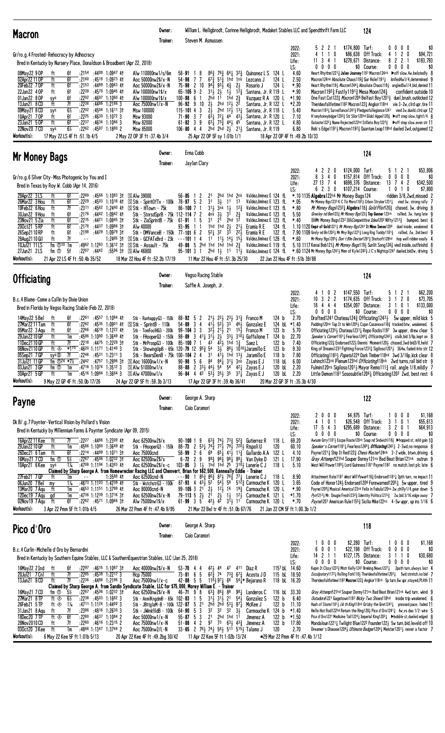# Macron

Owner: William L. Heiligbrodt, Corinne Heiligbrodt, Madaket Stables LLC and Spendthrift Farm LLC **124**

Trainer: Steven M. Asmussen

Gr/ro.g.4 Frosted-Rehocracy by Adhocracy

Bred in Kentucky by Nursery Place, Donaldson & Broadbent (Apr 22, 2018)

| | | | | | |
|---|---|---|---|---|---|
| 2022: | 5 2 2 1 | $174,800 | Turf: | 0 0 0 0 | $0 |
| 2021: | 4 1 1 0 | $86,638 | Off Track: | 4 1 2 0 | $94,721 |
| Life: | 11 3 4 1 | $278,671 | Distance: | 8 2 2 1 | $183,763 |
| LS: | 0 0 0 0 | $0 | Course: | 0 0 0 0 | $0 |

08May22 9 OP ft 6f :2154 :4409 1:0947 4↑ Alw 110000nw1/s/6m 58-91 1 8 86¾ 76¾ 64¾ 32¾ Quinonez L S 124 L 4.60 Heart Rhythm1221¾ Jalen Journey1191 Macron124nk ▶off slow,4w,belatedly 8
02Apr22 11 OP ft 6f :2160 :4519 1:0973 4↑ Aoc 50000nw2$/x-N 54-98 7 7 67¾ 51¾ 1hd 1nk Lezcano J 124 L 2.50 Macron124nk Absolute Chaos119¾ Gar Hole1191¾ knifed4w1/4,determined 9
20Feb22 7 OP ft 6f :2153 :4489 1:0963 4↑ Aoc 50000nw2$/x-N 75-98 2 10 94¾ 93¾ 4¾ 2½ Rosario J 124 L *.90 Heart Rhythm119½ Macron1244¾ Absolute Chaos119¾ angled5w1/4,bid,denied 11
22Jan22 4 OP ft 6f :2239 :4570 1:0945 4↑ Alw 100000nw1$/x 65-105 9 2 31½ 2½ 1½ 12¾ Santana, Jr. R 119 L *.90 Macron1192¾ Fastly1191¾ Mesa Moon124¾ confident outside 10
01Jan22 8 OP sys 6f :2202 :4607 1:1060 4↑ Alw 100000nw1$/x 100-98 6 1 2hd 11 1hd 2¾ Vazquez R A 120 L *1.90 One Fast Cat122¾ Macron1206 Belfast Boy1201¾ duel,brush,outkicked 12
13Jun21 8 CD ft 7f :2236 :4486 1:2186 3 Aoc 75000nw1/x-N 96-92 9 10 2½ 2hd 12½ 22 Santana, Jr. R 122 L *2.20 Therideofalifetime1182 Macron122¾ Angkor118nk vie 3-2w,clrd upr,tire 11
09May21 8 CD sys 6½ :2202 :4504 1:1611 3↑ Msw 100000 115-101 4 3 2½ 2hd 12½ 13¾ Santana, Jr. R 118 L 5.40 Macron1183¾ Surveillance1243¾ Pledgeofallegiance1241 vied 2w,dueld,clrd upr 12
10Apr21 7 OP ft 6f :2225 :4630 1:1072 3 Msw 93000 71-90 3 7 63¾ 72¾ 44 43¾ Santana, Jr. R 120 L 7.10 H'smyhoneybdger1202¾ Str Silor120hd Globl Appel120¾ ▶off step slow,tight1/4 8
23Jan21 5 OP ft 6f :2237 :4634 1:1066 3 Msw 82000 61-82 3 9 63¾ 73¾ 44¾ 45 Santana, Jr. R 122 L 4.80 Outasite1222¾ Name Rejected122hd Stilleto Boy1222¾ ▶off step slow,even str 11
22Nov20 7 CD sys 6½ :2262 :4597 1:1880 2 Msw 85000 106-80 4 4 2hd 2hd 2½ 21½ Santana, Jr. R 119 6.80 Bob's Edge1191½ Macron1192¾ Quantum Leap119hd dueled 2wd,outgamed 12

Workout(s): 17 May 22 LS 4F ft :51.1b 4/5 | 2 May 22 OP 3F ft :37.4b 3/4 | 25 Apr 22 OP 5F sy 1:01b 1/1 | 18 Apr 22 OP 4F ft :49.2b 10/33

# Mr Money Bags

Owner: Erma Cobb **124**

Trainer: Jaylan Clary

Gr/ro.g.6 Silver City-Miss Photogenic by You and I

Bred in Texas by Roy W. Cobb (Apr 14, 2016)

| | | | | | |
|---|---|---|---|---|---|
| 2022: | 4 2 2 0 | $124,000 | Turf: | 5 1 2 1 | $53,806 |
| 2021: | 8 3 4 0 | $157,814 | Off Track: | 0 0 0 0 | $0 |
| Life: | 27 13 7 4 | $698,376 | Distance: | 13 7 4 2 | $342,500 |
| LS: | 6 2 3 0 | $107,214 | Course: | 1 0 1 0 | $7,800 |

29Apr22 3 LS ft 6f :2289 :4568 1:1083 3↑ [S] Alw 39000 56-85 1 2 21 2hd 1hd 2nk ValdezJiminez E 124 fL *.10 1135 Algebra122nk Mr Money Bags124 ridden 3/8,2wd,missed 2
26Mar22 3 Hou ft 6f :2229 :4503 1:1018 4↑ [S] Stk - SpiritOfTx - 100k 78-97 5 2 31 3½ 11 13 ValdezJiminez E 123 fL *.05 Mr Money Bags1233 K C Tiz More1182¾ Crbon Stryker1231¼ vied 3w, strong rally 7
19Feb22 6 Hou ft 7f :2311 :4562 1:2440 4↑ [S] Stk - HTown - 75k 86-100 7 1 31½ 3nk 1½ 12¾ ValdezJiminez E 123 fL *.80 Mr Money Bags1232¾ Algebra118¾ Gold Pilot120¾ chased, 3w, driving 8
30Jan22 9 Hou ft 6f :2176 :4442 1:0942 4↑ Stk - StnrsdSprB - 75k 112-114 7 2 4nk 3½ 31 2¾ ValdezJiminez E 123 fL 5.50 Greeley nd Ben123¾ Mr Money Bgs123¾ Top Gunner123nk rallied, 3w, hung late 9
23Nov21 5 Zia ft 6f :2215 :4421 1:0845 3↑ Stk - ZiaSprintB - 75k 61-91 1 5 31 21 2hd 12 ValdezJiminez E 123 fL *.40 [DH]Mr Money Bags1232 [DH]Competitive Idea1202 Nifty1213¾ bumped, best 6
20Oct21 5 RP ft 6f :2178 :4437 1:0986 3↑ Alw 40000 93-95 1 1 1hd 1hd 2½ 21½ Eramia R E 124 fL 1.10 1120 Empr of Gold1221½ Mr Money Bgs1241 Tri Mes Sense1208 duel inside, weakened 4
26Sep21 10 RP ft 6f :2198 :4429 1:0979 3↑ Stk - DMVanceB - 150k 77-101 6 2 52¾ 32 33 22½ Eramia R E 122 fL 7.90 1109 Greily nd Bn1202½ Mr Mny Bgs1221½ Long Rng Toddy1181¾ rallied, 2w, 2nd best 9
28Aug21 10 Gil ft 7f -- -- 1:2485 3↑ [S] Stk - GCFATxBrd - 23k ---101 1 4 11 11½ 14½ 15½ ValdezJiminez E 128 fL *.60 Mr Mony Bgs1285½ Don't Bin Dexter1281½ Shotsoft128hd hop well ridden easily 4
10Jul21 11 LS fm ①10 1m :4962 1:1263 1:3612 3↑ [S] Stk - Assault - 75k 49-88 5 2hd 1hd 1hd 2¾ ValdezJiminez E 119 fL 5.10 1117 Kenai Bob121¾ Mr Money Bags119½ Sunlit Song124¾ vied inside,outfinishd 8
27Jun21 2 LS fm ① 5f :2207 :4442 :5596 3↑ [S] Alw 46800 95-101 3 1 2hd 1½ 11 11½ ValdezJiminez E 124 fL *.60 1124 Mr Money Bags1241½ Men of Kyle1242¾ J C's Nightcp1247 dueled,bid3w, driving 5

Workout(s): 21 Apr 22 LS 4F ft :50.4b 35/52 | 18 Mar 22 Hou 4F ft :52.2b 17/19 | 11 Mar 22 Hou 4F ft :51.3b 25/30 | 22 Jan 22 Hou 4F ft :51b 39/88

# Officiating

Owner: Vegso Racing Stable **124**

Trainer: Saffie A. Joseph, Jr.

B.c.4 Blame-Come a Callin by Dixie Union

Bred in Florida by Vegso Racing Stable (Feb 22, 2018)

| | | | | | |
|---|---|---|---|---|---|
| 2022: | 4 1 0 2 | $147,550 | Turf: | 5 1 2 1 | $62,200 |
| 2021: | 10 3 2 2 | $174,635 | Off Track: | 3 1 2 0 | $73,705 |
| Life: | 18 4 4 4 | $354,097 | Distance: | 3 1 0 1 | $133,000 |
| LS: | 0 0 0 0 | $0 | Course: | 0 0 0 0 | $0 |

14May22 5 Bel ft 6f :2261 :4557 1:1084 4↑ Stk - RunhappyG3 - 150k 88-92 5 2 21½ 22½ 23½ 31¾ Franco M 124 b 2.70 Drafted1241 Chateau124¾ Officiating1243½ 5w upper, mild kick 5
27Mar22 11 Tam ft 6f :2262 :4535 1:0901 4↑ [S] Stk - SprintB - 110k 54-89 3 4 41½ 52½ 33 46½ Gonzalez E 124 bL *1.40 Pudding120nk Tap It to Win1205½ Cajun Casanova118¾ tracked btw., weakened, 6
05Mar22 3 Aqu ft 6f :2266 :4619 1:1222 4↑ Stk - TomFoolHG3 - 200k 99-104 3 3 32½ 21½ 21 15½ Franco M 123 b 5.70 Officiating1235½ Chateau1231¾ Repo Rocks1197 3w upper, drew clear 5
29Jan22 10 GP ft 1m :4586 1:1080 1:3649 4↑ Stk - FHooperG3 - 150k 98-89 3 41¾ 31½ 2½ 33½ 310½ Gaffalione T 124 b 22.70 Speaker's Corner1181¾ Fearless1249½ Officiating1242½ stalk,bid 3/8p,kept on 8
11Dec21 10 GP ft 7f :2218 :4475 1:2228 3↑ Stk - MrProspG3 - 100k 85-100 7 1 43 42½ 1hd 1¾ Saez L 122 b 7.40 Officiating122¾ Endorsed122½ Dennis' Moment120½ chased,3wd bid3/8,held 7
06Nov21 10 GP ft ⊗ *1⅞ :4620 1:1171 1:4149 3 Stk - ShowingUpB - 65k 120-79 12 95¾ 54 3½ 89¾ 1016¾ Jaramillo E 123 b 9.30 King of Dreams1233 Fighting Force123¾ Sigiloso1201½ 3&4w,faded into str 12
05Sep21 7 GP sys⊗ 7f :2246 :4531 1:2311 3 Stk - BearsDenB - 75k 100-104 2 4 31 41½ 1hd 13¾ Jaramillo E 118 b 7.80 Officiating1183¾ Papetu1224 Dark Timber118nk 3wd 3/16p,kick clear 8
31Jul21 11 GP fm ①24 *7½ :2442 :4757 1:2896 3↑ [S] Aoc 16000nw1/x-N 90-98 5 6 84 84¾ 31¾ 3nk Zayas E J 118 bL 6.00 Lahinch123nk Plenum123hd Officiating118nk 2wd turns,rail bid str 9
03Jun21 3 GP fm ① 1m :4716 1:1074 1:3512 3 [S] Alw 51000nw1/x 88-88 2 33¾ 44½ 54 54 42¾ Zayas E J 120 bL 2.20 Fulmini120ns Sigiloso1201½ Mayor Remo111¾ rail, angle 1/8,mildly 7
30Apr21 5 GP ft 1m :4516 1:0984 1:3664 3 [S] Alw 47000nw1/x 96-84 4 42 53½ 35½ 35 37¾ Zayas E J 120 bL 2.20 Little Demon1181 Sososubtle1206½ Officiating1202 2wd, best rest 6

Workout(s): 9 May 22 GP 4F ft :50.0b 17/26 | 24 Apr 22 GP 5F ft :59.3b 3/13 | 17 Apr 22 GP 3F ft :39.4b 36/41 | 20 Mar 22 GP 3F ft :35.3b 4/30

# Payne

Owner: George A. Sharp **122**

Trainer: Caio Caramori

Dk B/.g.7 Paynter-Vertical Vision by Pollard's Vision

Bred in Kentucky by Millennium Farms & Paynter Syndicate (Apr 09, 2015)

| | | | | | |
|---|---|---|---|---|---|
| 2022: | 2 0 0 0 | $4,875 | Turf: | 1 0 0 0 | $1,168 |
| 2021: | 4 1 0 1 | $26,548 | Off Track: | 3 1 0 1 | $55,613 |
| Life: | 17 5 4 3 | $295,689 | Distance: | 3 2 0 1 | $64,913 |
| LS: | 0 0 0 0 | $0 | Course: | 0 0 0 0 | $0 |

16Apr22 11 Kee ft 7f :2227 :4486 1:2309 4↑ Aoc 62500nw2$/x 90-100 1 9 63¾ 74½ 73¾ 52¾ Gutierrez R 118 L 69.20 Awsom Grry1181½ Escpe Route120nk Soup nd Sndwich118¾ ▶hopped st, mild gain 10
29Jan22 10 GP ft 1m :4586 1:1080 1:3649 4↑ Stk - FHooperG3 - 150k 88-73 2 53¾ 74¾ 77½ 79¾ 720½ Rispoli U 120 60.10 Speaker's Corner1181¾ Fearless1249½ Officiating1242½ 2-3wd,no response 8
28Dec21 6 Tam ft 6f :2214 :4499 1:1071 3↑ Aoc 75000cnd 58-99 2 6 68 65½ 41½ 11¾ Gallardo A A 122 L 4.10 Payne1221¾ Ship It Red122¾ Chess Master124nk 3-2 wide, btwn,driving 6
16May21 7 CD fm ① 5½ :2267 :4506 1:0232 3↑ Aoc 62500nw2$/x 6-72 2 9 99¾ 98¾ 98¾ 88¼ Van Dyke D 121 L 17.90 Gray Attempt121hd Souper Dormy121nk Bad Beat Brian121nk outrun 9
10Apr21 6 Kee sys 1⅛ :4708 1:1194 1:4383 4↑ Aoc 62500nw2$/x-c 103-85 3 1½ 1hd 1hd 25 310½ Lanerie C J 118 L 5.10 West Will Power1189½ Lord Guinness1181 Payne1182 no match,lost plc late 6

**Claimed by Sharp George A. from Homewrecker Racing LLC and Chenvert, Brian for $62,500, Kenneally Eddie - Trainer**

27Feb21 7 GP ft 1m -- -- 1:3588 4↑ Aoc 62500cnd-N ---90 1 86¾ 86¾ 87½ 76¾ 77¾ Lanerie C J 118 L 8.90 Attachment Rate1181 West Will Power118¾ Endorsed1181¾ 2pth turn, no impact 11
06Jun20 7 Bel my 1⅛ :4673 1:1103 1:4239 4↑ Stk - WstchstrG3 - 100k 87-93 4 43¾ 52 54¾ 58 512¾ Carmouche K 120 L 3.65 Code of Honor124¾ Endorsed1209 Forewarned1209½ 5w upper, tired 9
13Mar20 7 Aqu ft 1m :4653 1:1151 1:3799 4↑ Aoc 80000cnd-N 99-105 3 21 2½ 12½ 16 19¾ Carmouche K 120 L *.90 Payne1209¾ Musical America123nk Felix in Fabula120ns 2w,chilly1/4,gear down 5
12Dec19 7 Aqu gd 1m :4736 1:1239 1:3716 3↑ Aoc 62500nw2$/x-N 79-113 5 2½ 21 2½ 1½ 12½ Carmouche K 121 L *1.70 Pyn1212½ Mr. Dougie Fresh123¾ Identity Politics1215¾ 2w,bid 3/16,edge away 7
02Nov19 7 Aqu ft 6f :2262 :4571 1:0966 3↑ Alw 75000nw1$/x 61-99 3 5 42¾ 42 31¾ 11 Carmouche K 120 L *.70 Payne1201 American Rule1155¾ Sicilia Mike122ns 4-5w uppr, up ins 1/16 6

Workout(s): 3 Apr 22 Pmm 5F ft 1:01b 4/5 | 26 Mar 22 Pmm 4F ft :47.4b 9/95 | 21 Mar 22 Bel tr 4F ft :51.0b 67/76 | 21 Jan 22 CM 5F ft 1:00.3b 1/2

# Pico d'Oro

Owner: George A. Sharp **118**

Trainer: Caio Caramori

B.c.4 Curlin-Michelle d'Oro by Bernardini

Bred in Kentucky by Southern Equine Stables, LLC & SouthernEquestrian Stables, LLC (Jan 25, 2018)

| | | | | | |
|---|---|---|---|---|---|
| 2022: | 1 0 0 0 | $2,280 | Turf: | 1 0 0 0 | $1,168 |
| 2021: | 6 0 0 1 | $22,198 | Off Track: | 0 0 0 0 | $0 |
| Life: | 14 2 1 1 | $127,175 | Distance: | 3 1 1 0 | $30,680 |
| LS: | 0 0 0 0 | $0 | Course: | 0 0 0 0 | $0 |

16May22 2 Ind ft 6f :2297 :4615 1:1087 3↑ Aoc 40000nw2$/x-N 53-70 4 4 42½ 44 47 411 Diaz R 1157 bL 14.60 Kepin It Clssy1222¾ Mistr Kelly1241 Breking News1271½ 2path turn,always last 4
20Jul21 7 Cnl ft 7f :2285 :4538 1:2217 3 Hcp 75000 73-81 6 5 62¾ 74 73¾ 67¾ Acosta J D 115 bL 18.50 Exculpatory1172¾ Rolling Fork118½ Therideofalifetime1203½ 5wd stretch,no bid 7
13Jun21 8 CD ft 7f :2236 :4486 1:2186 3 Aoc 75000nw1/x-c 42-88 5 5 118¾ 97¾ 66 54¾▪ Bejarano R 118 bL 16.20 Therideofalifetime1182 Macron122¾ Angkor118nk 5p turn,6w upr,stayed,PL4th 11

**Claimed by Sharp George A. from Sandin Syndicate Stable, LLC for $75,000, Morey William E. - Trainer**

16May21 7 CD fm ① 5½ :2267 :4506 1:0232 3↑ Aoc 62500nw2$/x-N 46-71 9 8 63¾ 85¾ 88 98¾ Landeros C 116 bL 33.30 Gray Attempt121hd Souper Dormy121nk Bad Beat Brian121nk 4wd turn, wknd 9
27Mar21 8 TP ft ⊗ 6½ :2238 :4503 1:1682 3 Stk - AnnMGndnB - 65k 102-83 1 5 31½ 31½ 21 54½ Gonzalez S 122 b 6.40 Outadore1221 Gagetown1183 Nicky Two Shoes118hd inside trip weakened, 6
26Feb21 5 TP ft ⊗ 1⅛ :4711 1:1124 1:4400 3 Stk - JBttglaM-B - 100k 122-87 5 21 2hd 53¾ 87¾ McKee J 122 b 11.10 Hush of Storm1181¾ Lit th King118nk Grtzky the Greit1241¼ pressed pace, faded 11
31Jan21 8 Aqu ft 7f :2386 :4816 1:2630 3 Stk - JWinkfildB - 100k 64-90 5 3 32 32 32 3½ Carmouche K 124 b *1.40 Hello Hot Rod122hd Return the Ring120¾ Pico d'Oro1241½ 4w,vs duo 1/2-wire 5
18Dec20 7 TP ft ⊗ 6f :2280 :4637 1:1084 2 Aoc 50000nw1/x-N 55-87 5 3 21 2hd 1hd 11 Jimenez A 122 b *1.50 Pico d'Oro1221 Medicine Tail1224½ Imperial King120¾ ▶bobble st,dueled edged 8
28Nov20 10 CD ft 7f :2260 :4616 1:2315 2 Aoc 75000nw1/x-N 51-88 4 2 97 73 63¾ 43¾ Jimenez A 122 b 17.80 Mandalaoun122¼ Twilight Blue122 Founder122½ 5w turn,bid,leveld off 10
03Oct20 3 Kee ft 1m :4866 1:1347 1:3744 2 Aoc 75000nw2/L-N 33-65 2 76¾ 74½ 56½ 511 515½ Talamo J 120 2.70 Dreamer's Disease1204½ Ultimate Badger1204½ Meister1201½ never a factor 7

Workout(s): 6 May 22 Kee 5F ft 1:01b 5/13 | 20 Apr 22 Kee 4F ft :49.2bg 30/42 | 11 Apr 22 Kee 5F ft 1:02b 13/14 | ●29 Mar 22 Pmm 4F ft :47.4b 1/12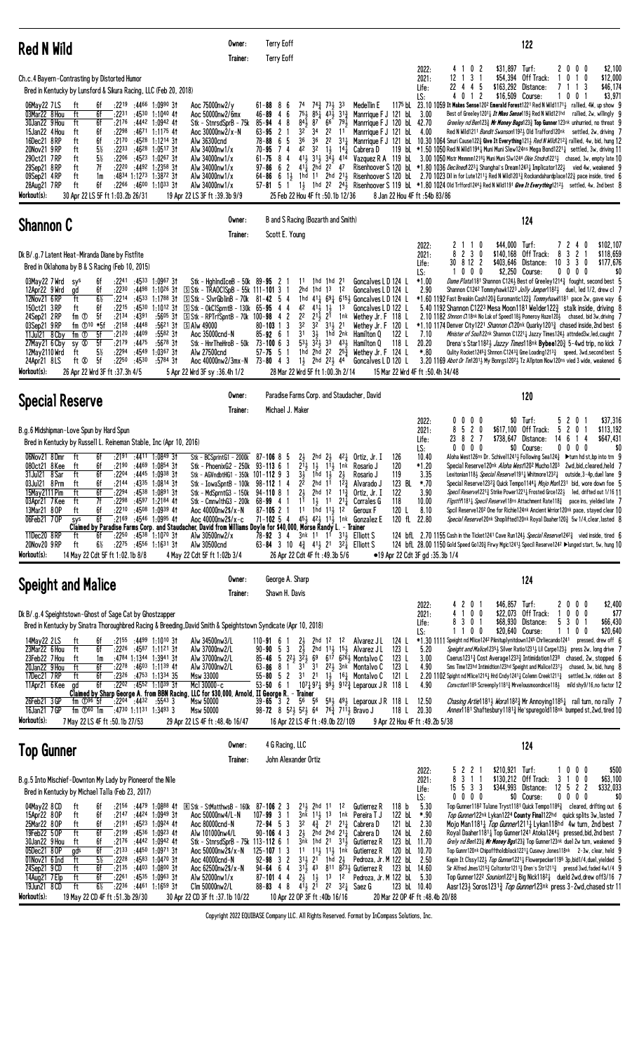## Red N Wild

Owner: Terry Eoff
Trainer: Terry Eoff

**122**

Ch.c.4 Bayern-Contrasting by Distorted Humor
Bred in Kentucky by Lunsford & Sikura Racing, LLC (Feb 20, 2018)

| | | | | | | | | |
|---|---|---|---|---|---|---|---|---|
| 2022: | 4 1 0 2 | $31,897 | Turf: | 2 0 0 0 | $2,100 |
| 2021: | 12 1 3 1 | $54,394 | Off Track: | 1 0 1 0 | $12,000 |
| Life: | 22 4 4 5 | $163,292 | Distance: | 7 1 1 3 | $46,174 |
| LS: | 4 0 1 2 | $16,509 | Course: | 1 0 0 1 | $3,971 |

```
06May22 7LS  ft  6f  :2219 :4466 1:0990 3↑  Aoc 75000nw2/y     61-88 8 6  74  74¾ 73½ 33   Medellin E   1179 bL 23.10 1059 It Makes Sense1202 Emerald Forest1221 Red N Wild1171¼ rallied, 4W, up show 9
03Mar22 8 Hou ft  6f  :2231 :4530 1:1040 4↑  Aoc 50000nw2/6mx   46-89 4 6  75½ 85¼ 43¼ 31¾  Manrrique F J 121 bL 3.00 Best of Greeley1201¼ It Mkes Sense1Hd Red N Wild121hd rallied, 2w, willingly 9
30Jan22 9 Hou ft  6f  :2176 :4442 1:0942 4↑  Stk - StnrsdSprB - 75k 85-94 4 8 84½ 87 66 79¾ Manrrique F J 120 bL 42.70 Greeley nd Ben123¾ Mr Money Bags123¾ Top Gunner123nk unhurried, no threat 9
15Jan22 4 Hou ft  6f  :2298 :4671 1:1175 4↑  Aoc 30000nw2/x-N  63-95 2 1  32 34 22 11   Manrrique F J 121 bL 4.00 Red N Wild1211 Bandit Swanson1192½ Old Trafford120nk settled, 2w, driving 7
16Dec21 8 RP  ft  6f  :2170 :4528 1:1214 3↑  Alw 36300cnd       78-88 6 5  36 36 22 31¼  Manrrique F J 121 bL 10.30 1064 Smuri Cause122¾ Give It Everything121¼ Red N Wild121²¼ rallied, 4w, bid, hung 12
20Nov21 9 RP  ft  5½  :2233 :4628 1:0517 3↑  Alw 34000nw1/x    70-95 7 4  42 32 1½ 14¼  Cabrera D    119 bL *1.50 1050 Red N Wild1194¼ Muni Muni Slew124ns Mega Bond1221¼ settled, 3w, driving 11
29Oct21 7 RP  ft  5½  :2206 :4523 1:0267 3↑  Alw 34000nw1/x    61-75 8 4  41½ 31½ 34½ 414 Vazquez R A 119 bL 3.00 1050 Mstr Mnmnn1218¾ Muni Muni Slw124¾ Okie Strdrd1211¼ chased, 3w, empty late 10
29Sep21 8 RP  ft  7f  :2220 :4492 1:2358 3↑  Alw 34000nw1/x    97-86 6 2  41½ 2hd 22 47  Risenhoover S 120 bL *1.80 1036 Declined1223¼ Shanghai's Dream1243¼ Implicator122¾ vied 4w, weakened 9
09Sep21 4 RP  ft  1m  :4834 1:1273 1:3872 3↑  Alw 34000nw1/x    64-86 6 1½ 1hd 11 2hd 21¼ Risenhoover S 120 bL 2.70 1023 Dil in for Lute1211¼ Red N Wild1201¾ Rockandahardplace122¾ pace inside, tired 6
28Aug21 7 RP  ft  6f  :2266 :4600 1:1033 3↑  Alw 34000nw1/x    57-81 5 1  1½ 1hd 22 24½ Risenhoover S 119 bL *1.80 1024 Old Trfford1244½ Red N Wild1191 Give It Everything1212¼ settled, 4w, 2nd best 8
Workout(s): 30 Apr 22 LS 5F ft 1:03.2b 26/31   19 Apr 22 LS 5F ft :39.3b 9/9   25 Feb 22 Hou 4F ft :50.1b 12/36   8 Jan 22 Hou 4F ft :54b 83/86
```

## Shannon C

Owner: B and S Racing (Bozarth and Smith)
Trainer: Scott E. Young

**124**

Dk B/.g.7 Latent Heat-Miranda Diane by Fistfite
Bred in Oklahoma by B & S Racing (Feb 10, 2015)

| | | | | | | | | |
|---|---|---|---|---|---|---|---|---|
| 2022: | 2 1 1 0 | $44,000 | Turf: | 7 2 4 0 | $102,107 |
| 2021: | 8 2 3 0 | $140,168 | Off Track: | 8 3 2 1 | $118,659 |
| Life: | 30 8 12 2 | $403,646 | Distance: | 10 3 3 0 | $177,676 |
| LS: | 1 0 0 0 | $2,250 | Course: | 0 0 0 0 | $0 |

```
03May22 7 Wrd sys 6f  :2241 :4533 1:0967 3↑  Stk - HghlndIceB - 50k 89-95 2 1  11 1hd 1hd 21  Goncalves L D 124 L *1.00 Dame Plata1181 Shannon C124½ Best of Greeley1214¾ fought, second best 5
12Apr22 9 Wrd gd  6f  :2230 :4498 1:1026 3↑  Ⓢ Stk - TRAOC1SpB - 55k 111-101 3 1 2hd 1hd 13 12 Goncalves L D 124 L 2.90 Shannon C1242 Tommyhawk1223 Jolly Jumper1182½ duel, led 1/2, drew cl 7
12Nov21 6 RP  ft  6½  :2214 :4533 1:1788 3↑  Ⓢ Stk - SlvrGblnB - 70k 81-42 5 4 1hd 41¼ 69¼ 615½ Goncalves L D 124 L *1.60 1192 Fast Breakin Cash120¾ Euromantic122¾ Tommyhawk1181 pace 2w, gave way 6
15Oct21 3 RP  ft  6f  :2215 :4530 1:1012 3↑  Ⓢ Stk - OkClSprntB - 130k 65-95 4 4 42 41½ 1½ 13 Goncalves L D 122 L 5.40 1192 Shannon C1223 Mesa Moon1181 Welder122¾ stalk inside, driving 8
24Sep21 2 RP  fm ① 5f  :2134 :4391 :5605 3↑  Ⓢ Stk - RPTrfSprntB - 70k 100-98 4 2 22 21½ 21 1nk Wethey Jr. F 118 L 2.10 1182 Shnnon C118nk No Lak of Speed118½ Pomeroy Haze120½ chased, bid 3w, driving 7
03Sep21 9 RP  fm ①10 *5f :2158 :4448 :5621 3↑  Ⓢ Alw 49000   80-103 1 3 32 32 31½ 21 Wethey Jr. F 120 L *1.10 1174 Denver City1221 Shannon C120nk Quarky1201½ chased inside, 2nd best 6
11Jul21 8 Cby fm ①  5f  :2120 :4409 :5582 3↑  Aoc 35000cnd-N    85-92 6 1 31 3½ 1hd 2nk Hamilton Q 122 L 7.10 Minister of Soul122nk Shannon C1221¼ Jazzy Times124¾ attnded3w, led, caught 7
27May21 6 Cby sy ⓧ  5f  :2179 :4475 :5678 3↑  Stk - HnrTheHroB - 50k 73-100 6 3 53½ 32¼ 33 43¾ Hamilton Q 118 L 20.20 Drena's Star1182¼ Jazzy Times118nk Bybee120¾ 5-4wd trip, no kick 7
12May21 10 Wrd ft 5½  :2294 :4549 1:0367 3↑  Alw 27500cnd  57-75 5 1 1hd 2hd 22 25¾ Wethey Jr. F 124 L *.80 Quilty Rocket1245¾ Shnnon C1242¾ Gme Loading1213¾ speed, 3wd,second best 5
24Apr21 8 LS ft ⑤  5f  :2250 :4530 :5784 3↑  Aoc 40000nw2/3mx-N 73-80 4 3 1½ 2hd 22¼ 44 Goncalves L D 120 L 3.20 1169 Abot Or Tml201¾ My Bonrgs1202½ Tz Allptom Now120ns vied 3 wide, weakened 6
Workout(s): 26 Apr 22 Wrd 3F ft :37.3h 4/5   5 Apr 22 Wrd 3F sy :36.4h 1/2   28 Mar 22 Wrd 5F ft 1:00.3h 2/14   15 Mar 22 Wrd 4F ft :50.4h 34/48
```

## Special Reserve

Owner: Paradise Farms Corp. and Staudacher, David
Trainer: Michael J. Maker

**120**

B.g.6 Midshipman-Love Spun by Hard Spun
Bred in Kentucky by Russell L. Reineman Stable, Inc. (Apr 10, 2016)

| | | | | | | | | |
|---|---|---|---|---|---|---|---|---|
| 2022: | 0 0 0 0 | $0 | Turf: | 5 2 0 1 | $37,316 |
| 2021: | 8 5 2 0 | $617,100 | Off Track: | 5 2 0 1 | $113,192 |
| Life: | 23 8 2 7 | $738,647 | Distance: | 14 6 1 4 | $647,431 |
| LS: | 0 0 0 0 | $0 | Course: | 0 0 0 0 | $0 |

```
06Nov21 8 Dmr  ft  6f  :2191 :4411 1:0849 3↑  Stk - BCSprintG1 - 2000k 87-106 8 5 2½ 2hd 2½ 42¼ Ortiz, Jr. I 126 10.40 Aloha West126ns Dr. Schivel1241¼ Following Sea124¾ ▶turn hd st,bp into trn 9
08Oct21 8 Kee  ft  6f  :2190 :4469 1:0854 3↑  Stk - PhoenixG2 - 250k 93-113 6 1 21½ 1½ 11½ 1nk Rosario J 120 *1.20 Special Reserve120nk Aloha West1202 Mucho1203 2wd,bid,cleared,held 7
31Jul21 8 Sar  ft  6f  :2204 :4445 1:0938 3↑  Stk - AGVndbltHG1 - 350k 101-112 9 3 3½ 1hd 1½ 2½ Rosario J 119 3.35 Lexitonian118½ Special Reserve1191¼ Whitmore1232¼ outside,3-4p,duel lane 9
03Jul21 8 Prm  ft  6f  :2144 :4335 1:0814 3↑  Stk - IowaSprntB - 100k 98-112 1 4 22 2hd 11 12¾ Alvarado J 123 BL *.70 Special Reserve1232¾ Quick Tempo1144¼ Mojo Man1231 bid, wore down foe 5
15May21 11 Pim ft 6f  :2294 :4538 1:0891 3↑  Stk - MdSprntG3 - 150k 94-110 8 1 2½ 2hd 12 11¾ Ortiz, Jr. I 122 3.90 Specil Reserve1221¾ Strike Power1221¼ Frosted Grce122½ led, drifted out 1/16 11
03Apr21 7 Kee  ft  7f  :2298 :4597 1:2184 4↑  Stk - CmnwlthG3 - 200k 68-99 4 1 11 1½ 11 21¼ Corrales G 118 10.00 Flgstff1181¼ Specil Reserve118ns Attachment Rate118¾ pace ins, yielded late 7
13Mar21 8 OP  ft  6f  :2210 :4508 1:0939 4↑  Aoc 40000nw2$/x-N 87-105 2 1 11 1hd 11½ 12 Geroux F 120 L 8.10 Specil Reserve1202 One for Richie124nk Ancient Wrrior120nk pace, stayed clear 10
06Feb21 7 OP  sys 6f  :2169 :4546 1:0995 4↑  Aoc 40000nw2$/x-c  71-102 5 4 45½ 42¼ 11½ 1nk Gonzalez E 120 fL 22.80 Special Reserve120nk Shoplifted120nk Royal Daaher120¾ 5w 1/4,clear,lasted 8
Claimed by Paradise Farms Corp. and Staudacher, David from Williams Doyle for $40,000, Morse Randy L. - Trainer
11Dec20 8 RP  ft  6f  :2250 :4538 1:1070 3↑  Alw 30500nw2/x    78-92 3 4 3nk 11 11 31½ Elliott S 124 bfL 2.70 1155 Cash in the Ticket1241 Cave Run124¾ Special Reserve124²¼ vied inside, tired 6
20Nov20 9 RP  ft  6½  :2275 :4556 1:1631 3↑  Alw 30500cnd  63-84 3 10 4¾ 41½ 21 32¼ Elliott S 124 bfL 28.00 1150 Gold Speed Go120¾ Firwy Mgic1241¾ Specil Reserve1242 ▶lunged start, 5w, hung 10
Workout(s): 14 May 22 Cdt 5F ft 1:02.1b 8/8   4 May 22 Cdt 5F ft 1:02b 3/4   26 Apr 22 Cdt 4F ft :49.3b 5/6   •19 Apr 22 Cdt 3F gd :35.3b 1/4
```

## Speight and Malice

Owner: George A. Sharp
Trainer: Shawn H. Davis

**124**

Dk B/.g.4 Speightstown-Ghost of Sage Cat by Ghostzapper
Bred in Kentucky by Sinatra Thoroughbred Racing & Breeding,David Smith & Speightstown Syndicate (Apr 10, 2018)

| | | | | | | | | |
|---|---|---|---|---|---|---|---|---|
| 2022: | 4 2 0 1 | $46,857 | Turf: | 2 0 0 0 | $2,400 |
| 2021: | 4 1 0 0 | $22,073 | Off Track: | 1 0 0 0 | $77 |
| Life: | 8 3 0 1 | $68,930 | Distance: | 5 3 0 1 | $66,430 |
| LS: | 1 1 0 0 | $20,640 | Course: | 1 1 0 0 | $20,640 |

```
14May22 2 LS   ft  6f  :2155 :4499 1:1010 3↑  Alw 34500nw3/L    110-91 6 1 2½ 2hd 12 12 Alvarez J L 124 L *1.30 1111 Speight nd Mlice1242 Pikniptplynitdown1245 Chrliecando1241 pressed, drew off 6
23Mar22 6 Hou  ft  6f  :2226 :4587 1:1121 3↑  Alw 37000nw2/L    90-90 5 3 2½ 2hd 11½ 15½ Alvarez J L 123 L 5.20 Speight and Malice1235½ Silver Ratio1231¼ Lil Carpe123½ press 2w, long drive 7
23Feb22 7 Hou  ft  1m  :4784 1:1344 1:3941 3↑  Alw 37000nw2/L    85-46 5 22½ 32½ 69 617 626½ Montalvo C 123 L 3.00 Caerus1231¾ Cost Average1233¾ Intimidation1238 chased, 2w, stopped 6
20Jan22 9 Hou  ft  6f  :2278 :4603 1:1139 4↑  Alw 37000nw2/L    63-86 8 1 31 31 22½ 3nk Montalvo C 123 L 4.90 Sms Time1231¾ Intimidtion123hd Speight and Malice1231¾ chased, 3w, bid, hung 8
17Dec21 7 RP   ft  6f  :2326 :4753 1:1334 3↑  Msw 33000        55-80 5 2 31 21 1½ 16¼ Montalvo C 121 L 2.20 1102 Spight nd Mlice1216¼ Hrd Cndy1241¼ Colenn Creek1211¾ settled, 3w, ridden out 8
11Apr21 6 Kee  gd  6f  :2202 :4552 1:1039 3↑  Mcl 30000-c      53-60 6 1 107¾ 97¼ 99¼ 912¾ Leparoux J R 118 L 4.90 Conviction1185 Screengly1181¾ Mrvelousmoondnce118¾ mild shy9/16,no factor 12
Claimed by Sharp George A. from BBN Racing, LLC for $30,000, Arnold, II George R. - Trainer
26Feb21 3 GP   fm ①96 5f :2204 :4432 :5543 3  Msw 50000     39-65 3 2 56 56 58½ 49¾ Leparoux J R 118 L 12.50 Chasing Artie1181¼ Wora1182¾ Mr Annoying1185¼ rail turn, no rally 7
16Jan21 7 GP   fm ①60 1m :4730 1:1131 1:3493 3  Msw 50000     98-72 8 52½ 52½ 64 76¾ 711½ Bravo J 118 L 20.30 Annex1181 Shaftesbury1181¾ He'spuregold118nk bumped st,2wd,tired 10
Workout(s): 7 May 22 LS 4F ft :50.1b 27/53   29 Apr 22 LS 4F ft :48.4b 16/47   16 Apr 22 LS 4F ft :49.0b 22/109   9 Apr 22 Hou 4F ft :49.2b 5/38
```

## Top Gunner

Owner: 4 G Racing, LLC
Trainer: John Alexander Ortiz

**124**

B.g.5 Into Mischief-Downton My Lady by Pioneerof the Nile
Bred in Kentucky by Michael Talla (Feb 23, 2017)

| | | | | | | | | |
|---|---|---|---|---|---|---|---|---|
| 2022: | 5 2 2 1 | $210,921 | Turf: | 1 0 0 0 | $500 |
| 2021: | 8 3 1 1 | $130,212 | Off Track: | 3 1 0 0 | $63,100 |
| Life: | 15 5 3 3 | $344,993 | Distance: | 12 5 2 2 | $332,033 |
| LS: | 0 0 0 0 | $0 | Course: | 0 0 0 0 | $0 |

```
04May22 8 CD   ft  6f  :2156 :4479 1:0888 4↑  Ⓡ Stk - StMatthwsB - 160k 87-106 2 3 21½ 2hd 11 12 Gutierrez R 118 b 5.30 Top Gunner1182 Tulane Tryst1181 Quick Tempo1186½ cleared, drifting out 6
15Apr22 8 OP   ft  6f  :2147 :4424 1:0949 3↑  Aoc 50000nw4/L-N  107-99 3 1 3nk 11½ 13 1nk Pereira T J 122 bL *.90 Top Gunner122nk Lykan1224 County Final122hd quick splits 3w,lasted 7
25Mar22 8 OP   ft  6f  :2191 :4523 1:0924 4↑  Aoc 80000cnd-N    72-94 5 3 32 4¾ 21 21¼ Cabrera D 121 bL 2.30 Mojo Man1181¼ Top Gunner1211¼ Lykan118hd 4w turn, 2nd best 7
19Feb22 5 OP   ft  6f  :2199 :4536 1:0923 4↑  Alw 101000nw4/L   90-106 4 3 2½ 2hd 2hd 21¼ Cabrera D 124 bL 2.60 Royal Daaher1181¼ Top Gunner1241 Atoka124¾ pressed,bid,2nd best 7
30Jan22 9 Hou  ft  6f  :2176 :4442 1:0942 4↑  Stk - StnrsdSprB - 75k 113-112 6 1 3nk 1hd 21 31¾ Gutierrez R 123 bL 11.70 Grely nd Ben123¾ Mr Money Bgs123¾ Top Gunner123nk duel 2w turn, weakened 9
05Dec21 8 OP   gds 6f  :2133 :4450 1:0971 3↑  Aoc 50000nw2$/x-N 125-107 1 3 11 11½ 11½ 1nk Gutierrez R 120 bL 10.70 Top Gunnr120nk Chipofftholdblock1221¼ Cusevy Jones118nk 2-3w, clear, held 9
01Nov21 6 Ind  ft  5½  :2228 :4583 1:0470 3↑  Aoc 40000cnd-N    92-98 3 2 31½ 21 1hd 2½ Pedroza, Jr. M 122 bL 2.50 Kepin It Clssy122½ Top Gunner1221¼ Flowerpecker1195 3p,bid1/4,duel,yielded 5
24Sep21 9 CD   ft  6f  :2135 :4403 1:0800 3↑  Aoc 62500nw2$/x-N 94-64 6 4 31½ 43 811 823¾ Gutierrez R 123 bL 14.60 Sir Alfred Jmes1215¼ Coltontor1211¼ Drn's Str1211¾ pressd 3wd,faded 4w1/4 9
14Aug21 7 Elp  ft  6f  :2261 :4535 1:0963 3↑  Alw 52000nw1/x    87-101 4 4 2½ 1½ 13 12 Pedroza, Jr. M 122 bL 5.30 Top Gunner1222 Sounion1221¾ Big Nick1182¼ dueld 2wd,drew off3/16 7
19Jun21 8 CD   ft  6½  :2236 :4461 1:1659 3↑  Clm 50000nw2/L   88-83 4 8 41½ 21 22 32¼ Saez G 123 bL 10.40 Aasr123¼ Soros1231¾ Top Gunner123nk press 3-2wd,chased str 11
Workout(s): 19 May 22 CD 4F ft :51.3b 29/30   30 Apr 22 CD 3F ft :37.1b 10/22   10 Apr 22 OP 3F ft :40b 16/16   20 Mar 22 OP 4F ft :48.4b 20/88
```

Copyright 2022 EQUIBASE Company LLC. All Rights Reserved. Format by InCompass Solutions, Inc.